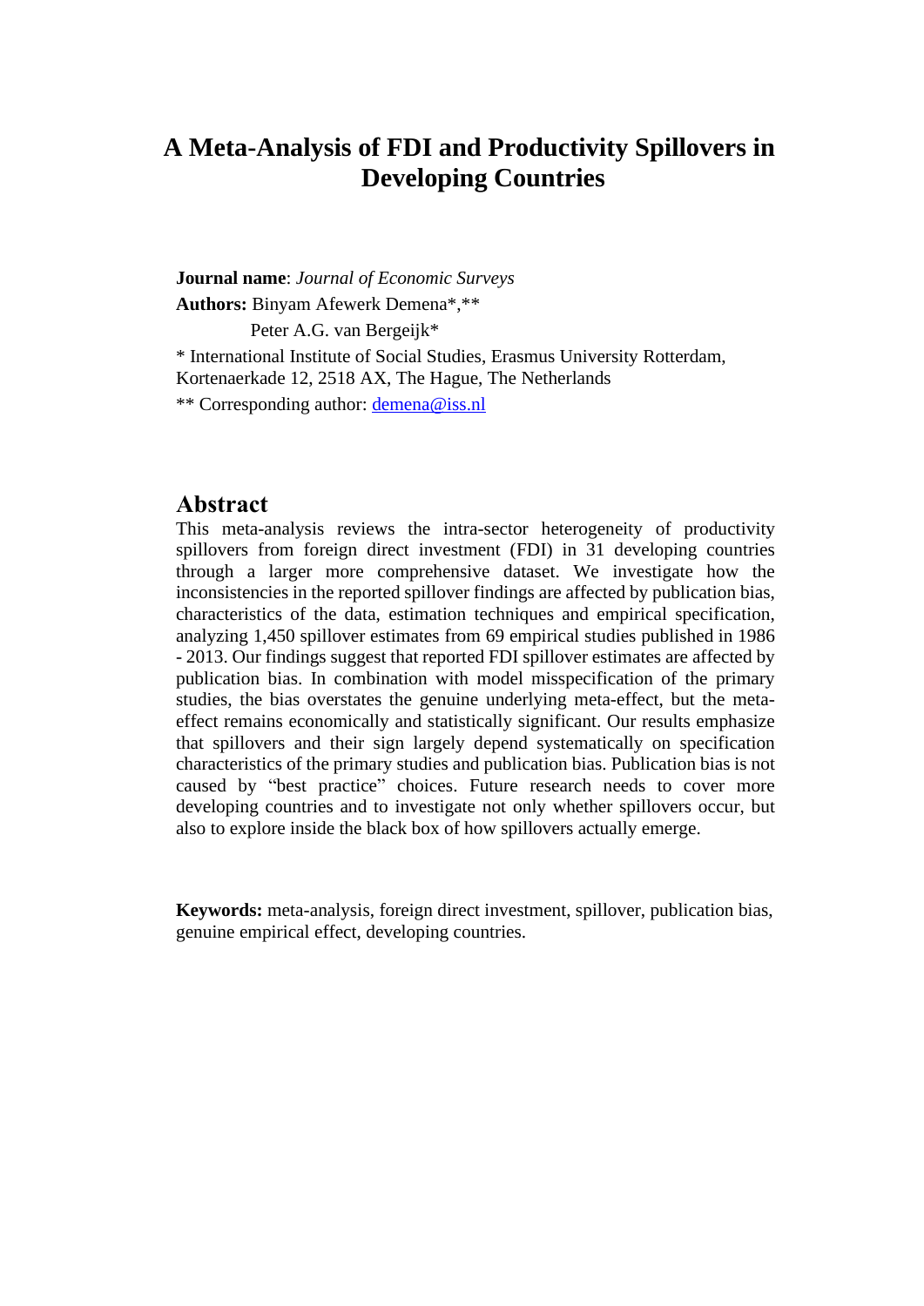# A Meta-Analysis of FDI and Productivity Spillovers in Developing Countries

**Journal name**: *Journal of Economic Surveys*

**Authors:** Binyam Afewerk Demena*,**

Peter A.G. van Bergeijk*

* International Institute of Social Studies, Erasmus University Rotterdam, Kortenaerkade 12, 2518 AX, The Hague, The Netherlands

** Corresponding author: demena@iss.nl

## Abstract

This meta-analysis reviews the intra-sector heterogeneity of productivity spillovers from foreign direct investment (FDI) in 31 developing countries through a larger more comprehensive dataset. We investigate how the inconsistencies in the reported spillover findings are affected by publication bias, characteristics of the data, estimation techniques and empirical specification, analyzing 1,450 spillover estimates from 69 empirical studies published in 1986 - 2013. Our findings suggest that reported FDI spillover estimates are affected by publication bias. In combination with model misspecification of the primary studies, the bias overstates the genuine underlying meta-effect, but the meta-effect remains economically and statistically significant. Our results emphasize that spillovers and their sign largely depend systematically on specification characteristics of the primary studies and publication bias. Publication bias is not caused by "best practice" choices. Future research needs to cover more developing countries and to investigate not only whether spillovers occur, but also to explore inside the black box of how spillovers actually emerge.

**Keywords:** meta-analysis, foreign direct investment, spillover, publication bias, genuine empirical effect, developing countries.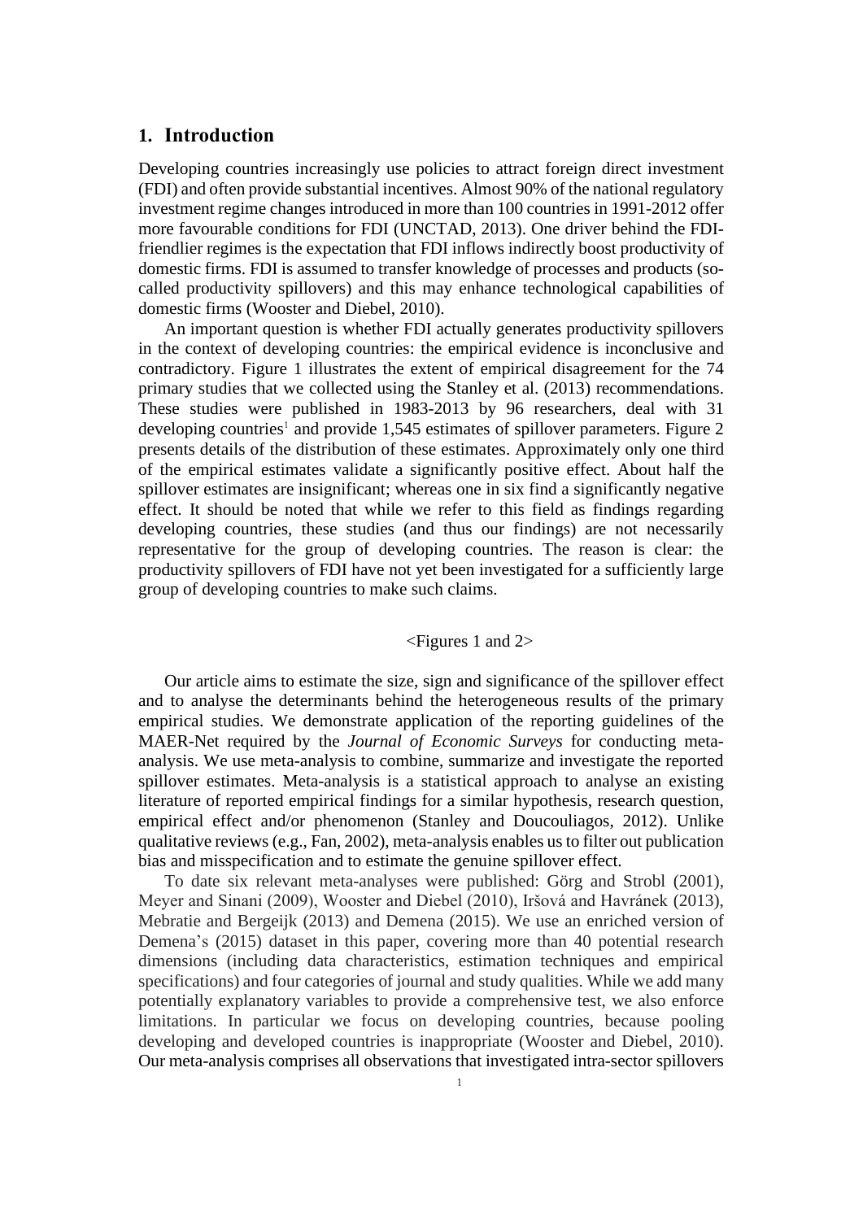## 1. Introduction

Developing countries increasingly use policies to attract foreign direct investment (FDI) and often provide substantial incentives. Almost 90% of the national regulatory investment regime changes introduced in more than 100 countries in 1991-2012 offer more favourable conditions for FDI (UNCTAD, 2013). One driver behind the FDI-friendlier regimes is the expectation that FDI inflows indirectly boost productivity of domestic firms. FDI is assumed to transfer knowledge of processes and products (so-called productivity spillovers) and this may enhance technological capabilities of domestic firms (Wooster and Diebel, 2010).

An important question is whether FDI actually generates productivity spillovers in the context of developing countries: the empirical evidence is inconclusive and contradictory. Figure 1 illustrates the extent of empirical disagreement for the 74 primary studies that we collected using the Stanley et al. (2013) recommendations. These studies were published in 1983-2013 by 96 researchers, deal with 31 developing countries[1] and provide 1,545 estimates of spillover parameters. Figure 2 presents details of the distribution of these estimates. Approximately only one third of the empirical estimates validate a significantly positive effect. About half the spillover estimates are insignificant; whereas one in six find a significantly negative effect. It should be noted that while we refer to this field as findings regarding developing countries, these studies (and thus our findings) are not necessarily representative for the group of developing countries. The reason is clear: the productivity spillovers of FDI have not yet been investigated for a sufficiently large group of developing countries to make such claims.

<Figures 1 and 2>

Our article aims to estimate the size, sign and significance of the spillover effect and to analyse the determinants behind the heterogeneous results of the primary empirical studies. We demonstrate application of the reporting guidelines of the MAER-Net required by the *Journal of Economic Surveys* for conducting meta-analysis. We use meta-analysis to combine, summarize and investigate the reported spillover estimates. Meta-analysis is a statistical approach to analyse an existing literature of reported empirical findings for a similar hypothesis, research question, empirical effect and/or phenomenon (Stanley and Doucouliagos, 2012). Unlike qualitative reviews (e.g., Fan, 2002), meta-analysis enables us to filter out publication bias and misspecification and to estimate the genuine spillover effect.

To date six relevant meta-analyses were published: Görg and Strobl (2001), Meyer and Sinani (2009), Wooster and Diebel (2010), Iršová and Havránek (2013), Mebratie and Bergeijk (2013) and Demena (2015). We use an enriched version of Demena's (2015) dataset in this paper, covering more than 40 potential research dimensions (including data characteristics, estimation techniques and empirical specifications) and four categories of journal and study qualities. While we add many potentially explanatory variables to provide a comprehensive test, we also enforce limitations. In particular we focus on developing countries, because pooling developing and developed countries is inappropriate (Wooster and Diebel, 2010). Our meta-analysis comprises all observations that investigated intra-sector spillovers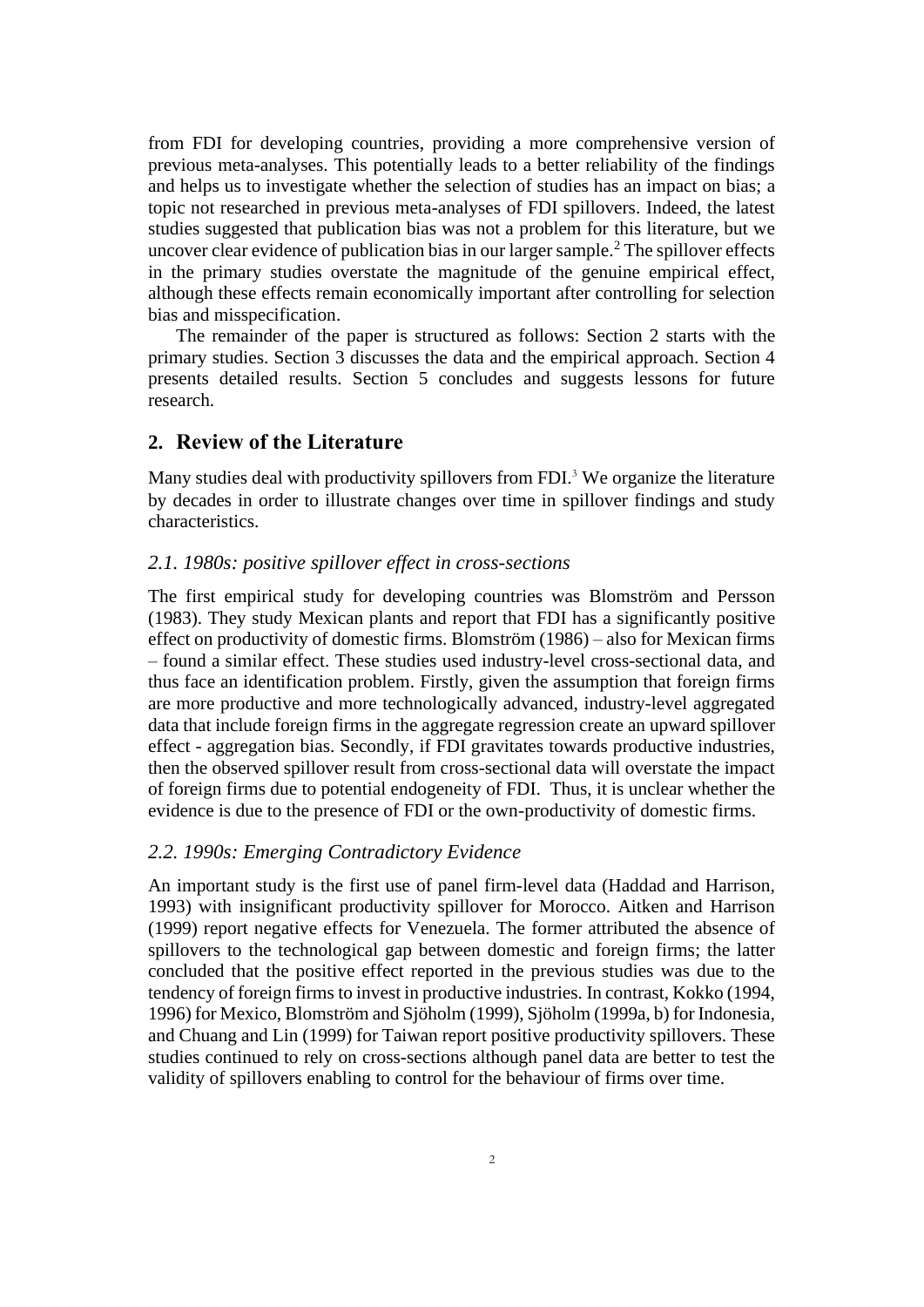from FDI for developing countries, providing a more comprehensive version of previous meta-analyses. This potentially leads to a better reliability of the findings and helps us to investigate whether the selection of studies has an impact on bias; a topic not researched in previous meta-analyses of FDI spillovers. Indeed, the latest studies suggested that publication bias was not a problem for this literature, but we uncover clear evidence of publication bias in our larger sample.[2] The spillover effects in the primary studies overstate the magnitude of the genuine empirical effect, although these effects remain economically important after controlling for selection bias and misspecification.

The remainder of the paper is structured as follows: Section 2 starts with the primary studies. Section 3 discusses the data and the empirical approach. Section 4 presents detailed results. Section 5 concludes and suggests lessons for future research.

## 2. Review of the Literature

Many studies deal with productivity spillovers from FDI.[3] We organize the literature by decades in order to illustrate changes over time in spillover findings and study characteristics.

### *2.1. 1980s: positive spillover effect in cross-sections*

The first empirical study for developing countries was Blomström and Persson (1983). They study Mexican plants and report that FDI has a significantly positive effect on productivity of domestic firms. Blomström (1986) – also for Mexican firms – found a similar effect. These studies used industry-level cross-sectional data, and thus face an identification problem. Firstly, given the assumption that foreign firms are more productive and more technologically advanced, industry-level aggregated data that include foreign firms in the aggregate regression create an upward spillover effect - aggregation bias. Secondly, if FDI gravitates towards productive industries, then the observed spillover result from cross-sectional data will overstate the impact of foreign firms due to potential endogeneity of FDI. Thus, it is unclear whether the evidence is due to the presence of FDI or the own-productivity of domestic firms.

### *2.2. 1990s: Emerging Contradictory Evidence*

An important study is the first use of panel firm-level data (Haddad and Harrison, 1993) with insignificant productivity spillover for Morocco. Aitken and Harrison (1999) report negative effects for Venezuela. The former attributed the absence of spillovers to the technological gap between domestic and foreign firms; the latter concluded that the positive effect reported in the previous studies was due to the tendency of foreign firms to invest in productive industries. In contrast, Kokko (1994, 1996) for Mexico, Blomström and Sjöholm (1999), Sjöholm (1999a, b) for Indonesia, and Chuang and Lin (1999) for Taiwan report positive productivity spillovers. These studies continued to rely on cross-sections although panel data are better to test the validity of spillovers enabling to control for the behaviour of firms over time.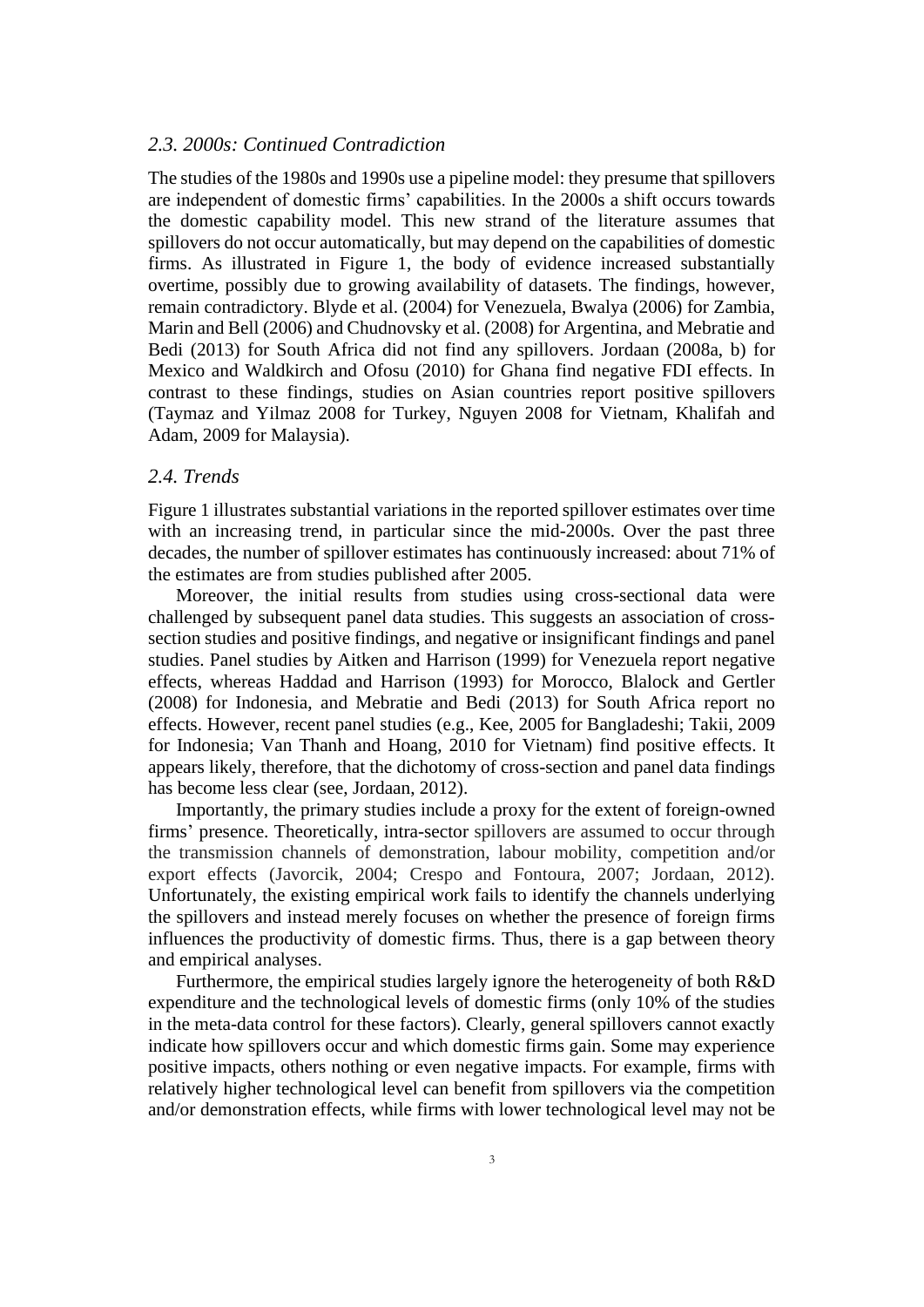### *2.3. 2000s: Continued Contradiction*

The studies of the 1980s and 1990s use a pipeline model: they presume that spillovers are independent of domestic firms' capabilities. In the 2000s a shift occurs towards the domestic capability model. This new strand of the literature assumes that spillovers do not occur automatically, but may depend on the capabilities of domestic firms. As illustrated in Figure 1, the body of evidence increased substantially overtime, possibly due to growing availability of datasets. The findings, however, remain contradictory. Blyde et al. (2004) for Venezuela, Bwalya (2006) for Zambia, Marin and Bell (2006) and Chudnovsky et al. (2008) for Argentina, and Mebratie and Bedi (2013) for South Africa did not find any spillovers. Jordaan (2008a, b) for Mexico and Waldkirch and Ofosu (2010) for Ghana find negative FDI effects. In contrast to these findings, studies on Asian countries report positive spillovers (Taymaz and Yilmaz 2008 for Turkey, Nguyen 2008 for Vietnam, Khalifah and Adam, 2009 for Malaysia).

### *2.4. Trends*

Figure 1 illustrates substantial variations in the reported spillover estimates over time with an increasing trend, in particular since the mid-2000s. Over the past three decades, the number of spillover estimates has continuously increased: about 71% of the estimates are from studies published after 2005.

Moreover, the initial results from studies using cross-sectional data were challenged by subsequent panel data studies. This suggests an association of cross-section studies and positive findings, and negative or insignificant findings and panel studies. Panel studies by Aitken and Harrison (1999) for Venezuela report negative effects, whereas Haddad and Harrison (1993) for Morocco, Blalock and Gertler (2008) for Indonesia, and Mebratie and Bedi (2013) for South Africa report no effects. However, recent panel studies (e.g., Kee, 2005 for Bangladeshi; Takii, 2009 for Indonesia; Van Thanh and Hoang, 2010 for Vietnam) find positive effects. It appears likely, therefore, that the dichotomy of cross-section and panel data findings has become less clear (see, Jordaan, 2012).

Importantly, the primary studies include a proxy for the extent of foreign-owned firms' presence. Theoretically, intra-sector spillovers are assumed to occur through the transmission channels of demonstration, labour mobility, competition and/or export effects (Javorcik, 2004; Crespo and Fontoura, 2007; Jordaan, 2012). Unfortunately, the existing empirical work fails to identify the channels underlying the spillovers and instead merely focuses on whether the presence of foreign firms influences the productivity of domestic firms. Thus, there is a gap between theory and empirical analyses.

Furthermore, the empirical studies largely ignore the heterogeneity of both R&D expenditure and the technological levels of domestic firms (only 10% of the studies in the meta-data control for these factors). Clearly, general spillovers cannot exactly indicate how spillovers occur and which domestic firms gain. Some may experience positive impacts, others nothing or even negative impacts. For example, firms with relatively higher technological level can benefit from spillovers via the competition and/or demonstration effects, while firms with lower technological level may not be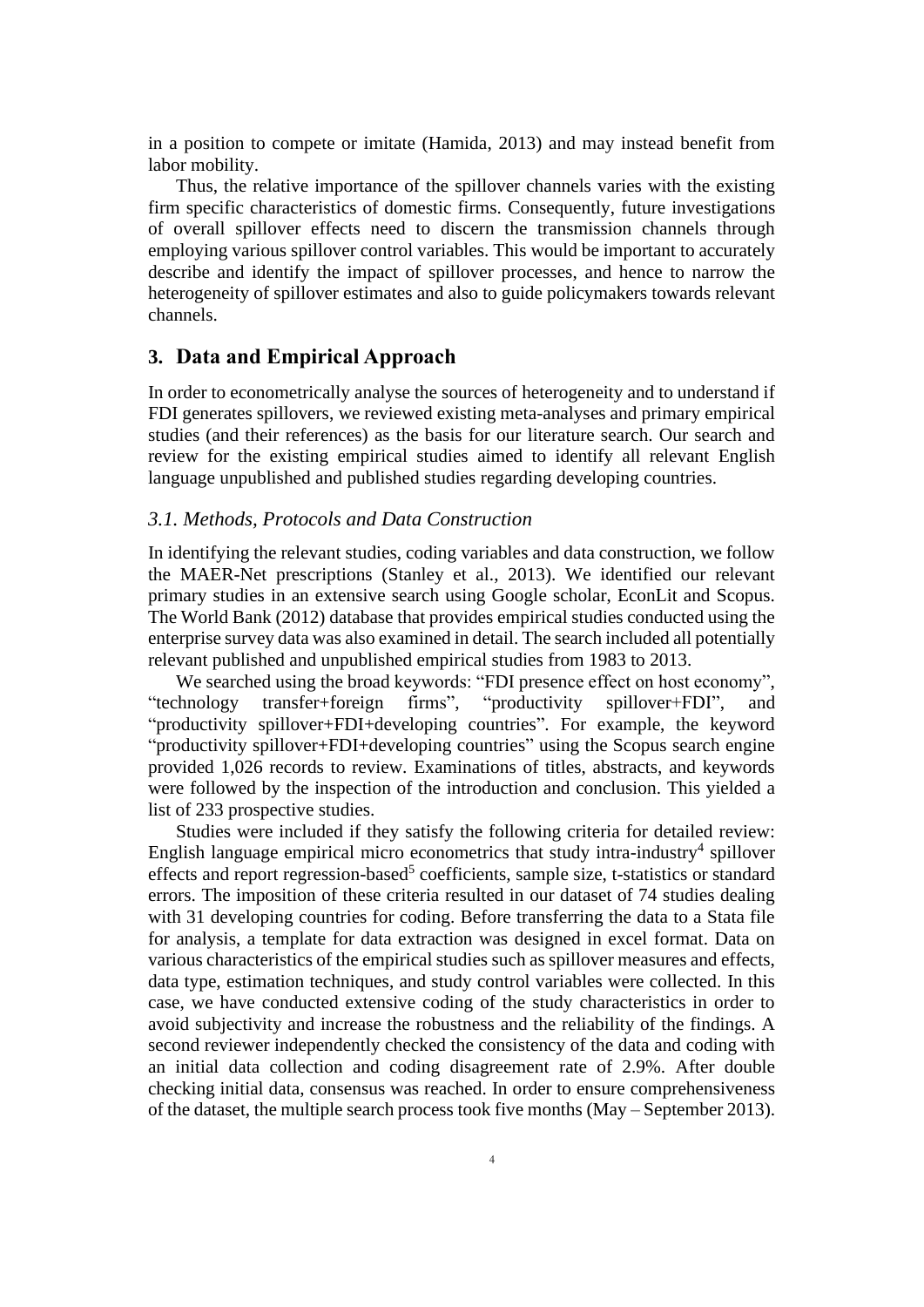in a position to compete or imitate (Hamida, 2013) and may instead benefit from labor mobility.

Thus, the relative importance of the spillover channels varies with the existing firm specific characteristics of domestic firms. Consequently, future investigations of overall spillover effects need to discern the transmission channels through employing various spillover control variables. This would be important to accurately describe and identify the impact of spillover processes, and hence to narrow the heterogeneity of spillover estimates and also to guide policymakers towards relevant channels.

## 3. Data and Empirical Approach

In order to econometrically analyse the sources of heterogeneity and to understand if FDI generates spillovers, we reviewed existing meta-analyses and primary empirical studies (and their references) as the basis for our literature search. Our search and review for the existing empirical studies aimed to identify all relevant English language unpublished and published studies regarding developing countries.

### *3.1. Methods, Protocols and Data Construction*

In identifying the relevant studies, coding variables and data construction, we follow the MAER-Net prescriptions (Stanley et al., 2013). We identified our relevant primary studies in an extensive search using Google scholar, EconLit and Scopus. The World Bank (2012) database that provides empirical studies conducted using the enterprise survey data was also examined in detail. The search included all potentially relevant published and unpublished empirical studies from 1983 to 2013.

We searched using the broad keywords: "FDI presence effect on host economy", "technology transfer+foreign firms", "productivity spillover+FDI", and "productivity spillover+FDI+developing countries". For example, the keyword "productivity spillover+FDI+developing countries" using the Scopus search engine provided 1,026 records to review. Examinations of titles, abstracts, and keywords were followed by the inspection of the introduction and conclusion. This yielded a list of 233 prospective studies.

Studies were included if they satisfy the following criteria for detailed review: English language empirical micro econometrics that study intra-industry[4] spillover effects and report regression-based[5] coefficients, sample size, t-statistics or standard errors. The imposition of these criteria resulted in our dataset of 74 studies dealing with 31 developing countries for coding. Before transferring the data to a Stata file for analysis, a template for data extraction was designed in excel format. Data on various characteristics of the empirical studies such as spillover measures and effects, data type, estimation techniques, and study control variables were collected. In this case, we have conducted extensive coding of the study characteristics in order to avoid subjectivity and increase the robustness and the reliability of the findings. A second reviewer independently checked the consistency of the data and coding with an initial data collection and coding disagreement rate of 2.9%. After double checking initial data, consensus was reached. In order to ensure comprehensiveness of the dataset, the multiple search process took five months (May – September 2013).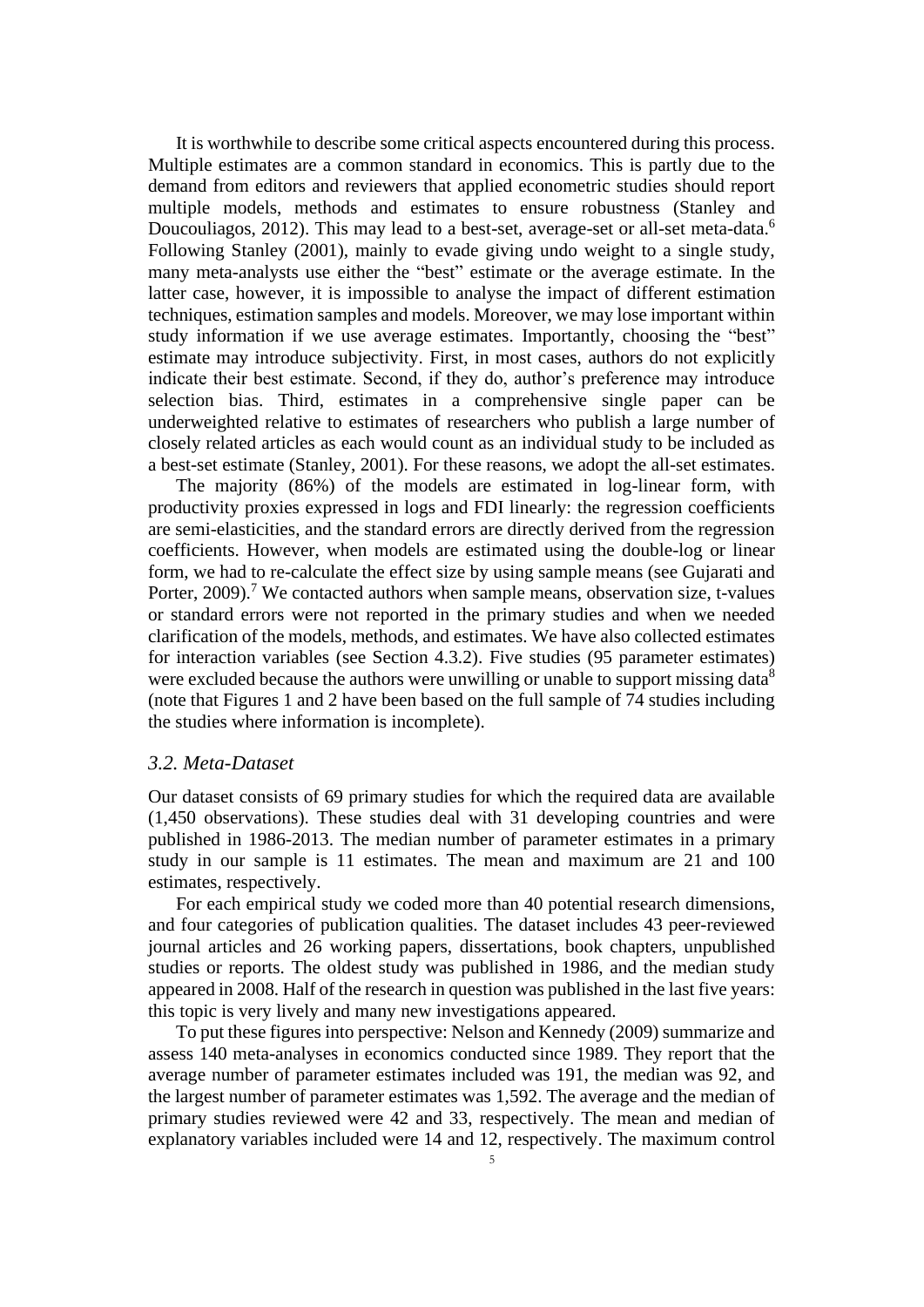It is worthwhile to describe some critical aspects encountered during this process. Multiple estimates are a common standard in economics. This is partly due to the demand from editors and reviewers that applied econometric studies should report multiple models, methods and estimates to ensure robustness (Stanley and Doucouliagos, 2012). This may lead to a best-set, average-set or all-set meta-data.[6] Following Stanley (2001), mainly to evade giving undo weight to a single study, many meta-analysts use either the "best" estimate or the average estimate. In the latter case, however, it is impossible to analyse the impact of different estimation techniques, estimation samples and models. Moreover, we may lose important within study information if we use average estimates. Importantly, choosing the "best" estimate may introduce subjectivity. First, in most cases, authors do not explicitly indicate their best estimate. Second, if they do, author's preference may introduce selection bias. Third, estimates in a comprehensive single paper can be underweighted relative to estimates of researchers who publish a large number of closely related articles as each would count as an individual study to be included as a best-set estimate (Stanley, 2001). For these reasons, we adopt the all-set estimates.

The majority (86%) of the models are estimated in log-linear form, with productivity proxies expressed in logs and FDI linearly: the regression coefficients are semi-elasticities, and the standard errors are directly derived from the regression coefficients. However, when models are estimated using the double-log or linear form, we had to re-calculate the effect size by using sample means (see Gujarati and Porter, 2009).[7] We contacted authors when sample means, observation size, t-values or standard errors were not reported in the primary studies and when we needed clarification of the models, methods, and estimates. We have also collected estimates for interaction variables (see Section 4.3.2). Five studies (95 parameter estimates) were excluded because the authors were unwilling or unable to support missing data[8] (note that Figures 1 and 2 have been based on the full sample of 74 studies including the studies where information is incomplete).

### *3.2. Meta-Dataset*

Our dataset consists of 69 primary studies for which the required data are available (1,450 observations). These studies deal with 31 developing countries and were published in 1986-2013. The median number of parameter estimates in a primary study in our sample is 11 estimates. The mean and maximum are 21 and 100 estimates, respectively.

For each empirical study we coded more than 40 potential research dimensions, and four categories of publication qualities. The dataset includes 43 peer-reviewed journal articles and 26 working papers, dissertations, book chapters, unpublished studies or reports. The oldest study was published in 1986, and the median study appeared in 2008. Half of the research in question was published in the last five years: this topic is very lively and many new investigations appeared.

To put these figures into perspective: Nelson and Kennedy (2009) summarize and assess 140 meta-analyses in economics conducted since 1989. They report that the average number of parameter estimates included was 191, the median was 92, and the largest number of parameter estimates was 1,592. The average and the median of primary studies reviewed were 42 and 33, respectively. The mean and median of explanatory variables included were 14 and 12, respectively. The maximum control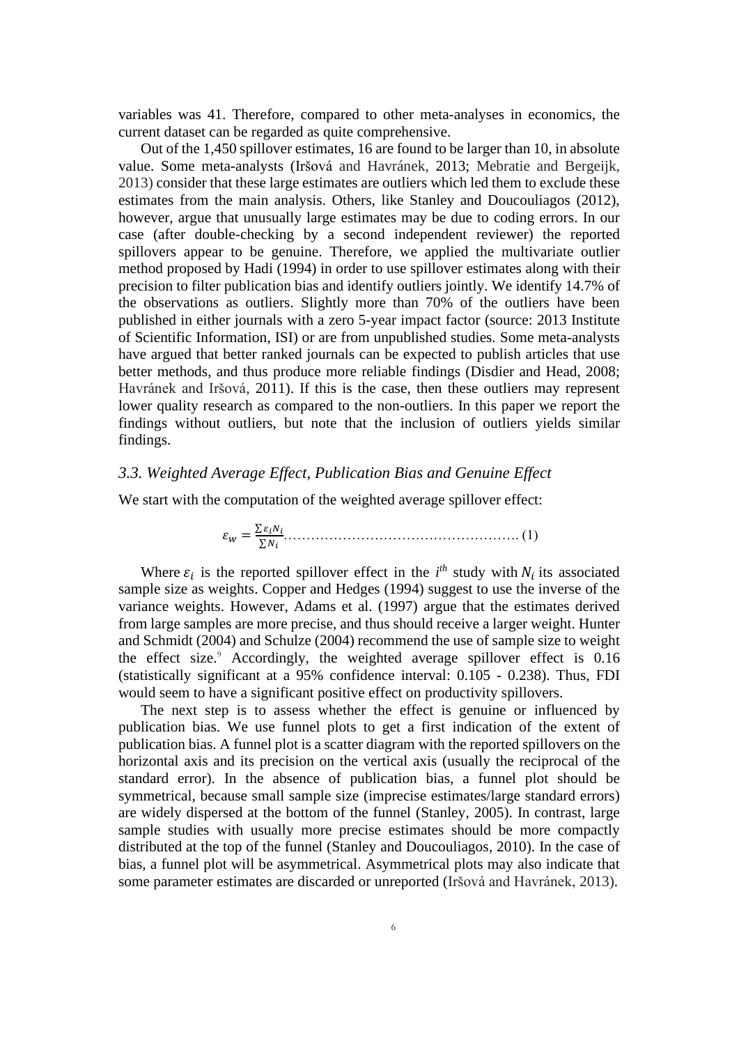variables was 41. Therefore, compared to other meta-analyses in economics, the current dataset can be regarded as quite comprehensive.

Out of the 1,450 spillover estimates, 16 are found to be larger than 10, in absolute value. Some meta-analysts (Iršová and Havránek, 2013; Mebratie and Bergeijk, 2013) consider that these large estimates are outliers which led them to exclude these estimates from the main analysis. Others, like Stanley and Doucouliagos (2012), however, argue that unusually large estimates may be due to coding errors. In our case (after double-checking by a second independent reviewer) the reported spillovers appear to be genuine. Therefore, we applied the multivariate outlier method proposed by Hadi (1994) in order to use spillover estimates along with their precision to filter publication bias and identify outliers jointly. We identify 14.7% of the observations as outliers. Slightly more than 70% of the outliers have been published in either journals with a zero 5-year impact factor (source: 2013 Institute of Scientific Information, ISI) or are from unpublished studies. Some meta-analysts have argued that better ranked journals can be expected to publish articles that use better methods, and thus produce more reliable findings (Disdier and Head, 2008; Havránek and Iršová, 2011). If this is the case, then these outliers may represent lower quality research as compared to the non-outliers. In this paper we report the findings without outliers, but note that the inclusion of outliers yields similar findings.

### *3.3. Weighted Average Effect, Publication Bias and Genuine Effect*

We start with the computation of the weighted average spillover effect:

$$\varepsilon_w = \frac{\sum \varepsilon_i N_i}{\sum N_i} \quad (1)$$

Where $\varepsilon_i$ is the reported spillover effect in the $i^{th}$ study with $N_i$ its associated sample size as weights. Copper and Hedges (1994) suggest to use the inverse of the variance weights. However, Adams et al. (1997) argue that the estimates derived from large samples are more precise, and thus should receive a larger weight. Hunter and Schmidt (2004) and Schulze (2004) recommend the use of sample size to weight the effect size.[9] Accordingly, the weighted average spillover effect is 0.16 (statistically significant at a 95% confidence interval: 0.105 - 0.238). Thus, FDI would seem to have a significant positive effect on productivity spillovers.

The next step is to assess whether the effect is genuine or influenced by publication bias. We use funnel plots to get a first indication of the extent of publication bias. A funnel plot is a scatter diagram with the reported spillovers on the horizontal axis and its precision on the vertical axis (usually the reciprocal of the standard error). In the absence of publication bias, a funnel plot should be symmetrical, because small sample size (imprecise estimates/large standard errors) are widely dispersed at the bottom of the funnel (Stanley, 2005). In contrast, large sample studies with usually more precise estimates should be more compactly distributed at the top of the funnel (Stanley and Doucouliagos, 2010). In the case of bias, a funnel plot will be asymmetrical. Asymmetrical plots may also indicate that some parameter estimates are discarded or unreported (Iršová and Havránek, 2013).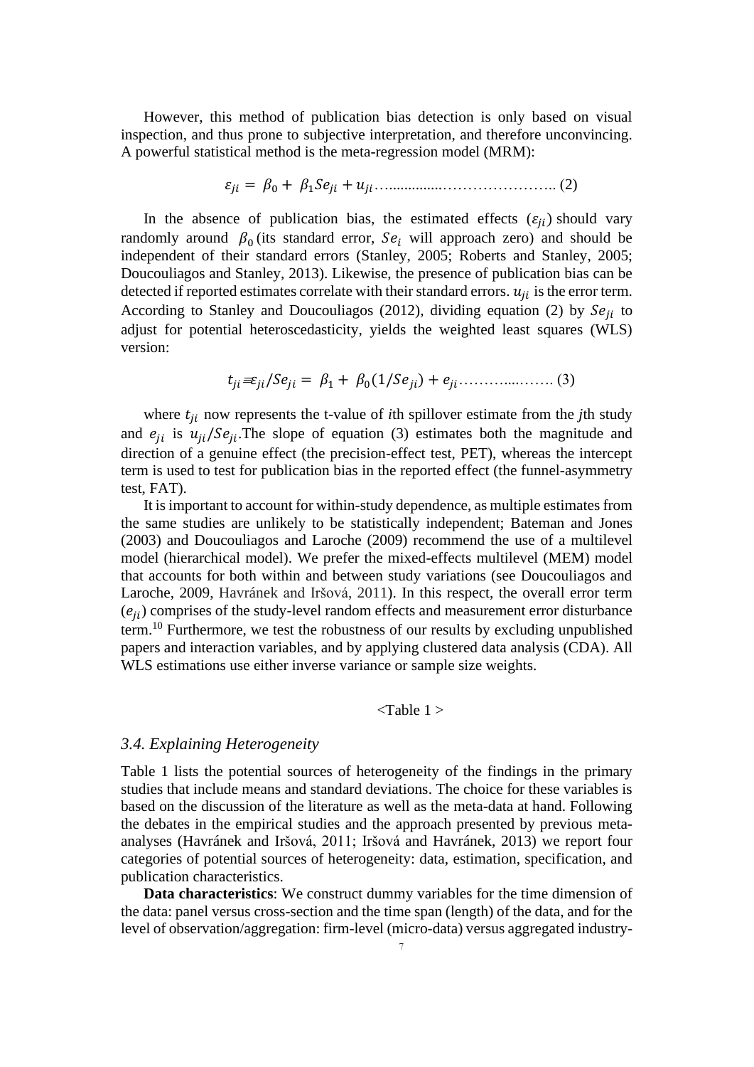However, this method of publication bias detection is only based on visual inspection, and thus prone to subjective interpretation, and therefore unconvincing. A powerful statistical method is the meta-regression model (MRM):

$$\varepsilon_{ji} = \beta_0 + \beta_1 Se_{ji} + u_{ji} \ldots\ldots\ldots\ldots\ldots\ldots\ldots\ldots\ldots (2)$$

In the absence of publication bias, the estimated effects ($\varepsilon_{ji}$) should vary randomly around $\beta_0$ (its standard error, $Se_i$ will approach zero) and should be independent of their standard errors (Stanley, 2005; Roberts and Stanley, 2005; Doucouliagos and Stanley, 2013). Likewise, the presence of publication bias can be detected if reported estimates correlate with their standard errors. $u_{ji}$ is the error term. According to Stanley and Doucouliagos (2012), dividing equation (2) by $Se_{ji}$ to adjust for potential heteroscedasticity, yields the weighted least squares (WLS) version:

$$t_{ji} \equiv \varepsilon_{ji}/Se_{ji} = \beta_1 + \beta_0(1/Se_{ji}) + e_{ji} \ldots\ldots\ldots\ldots\ldots (3)$$

where $t_{ji}$ now represents the t-value of *i*th spillover estimate from the *j*th study and $e_{ji}$ is $u_{ji}/Se_{ji}$.The slope of equation (3) estimates both the magnitude and direction of a genuine effect (the precision-effect test, PET), whereas the intercept term is used to test for publication bias in the reported effect (the funnel-asymmetry test, FAT).

It is important to account for within-study dependence, as multiple estimates from the same studies are unlikely to be statistically independent; Bateman and Jones (2003) and Doucouliagos and Laroche (2009) recommend the use of a multilevel model (hierarchical model). We prefer the mixed-effects multilevel (MEM) model that accounts for both within and between study variations (see Doucouliagos and Laroche, 2009, Havránek and Iršová, 2011). In this respect, the overall error term ($e_{ji}$) comprises of the study-level random effects and measurement error disturbance term.[10] Furthermore, we test the robustness of our results by excluding unpublished papers and interaction variables, and by applying clustered data analysis (CDA). All WLS estimations use either inverse variance or sample size weights.

<Table 1 >

### *3.4. Explaining Heterogeneity*

Table 1 lists the potential sources of heterogeneity of the findings in the primary studies that include means and standard deviations. The choice for these variables is based on the discussion of the literature as well as the meta-data at hand. Following the debates in the empirical studies and the approach presented by previous meta-analyses (Havránek and Iršová, 2011; Iršová and Havránek, 2013) we report four categories of potential sources of heterogeneity: data, estimation, specification, and publication characteristics.

**Data characteristics**: We construct dummy variables for the time dimension of the data: panel versus cross-section and the time span (length) of the data, and for the level of observation/aggregation: firm-level (micro-data) versus aggregated industry-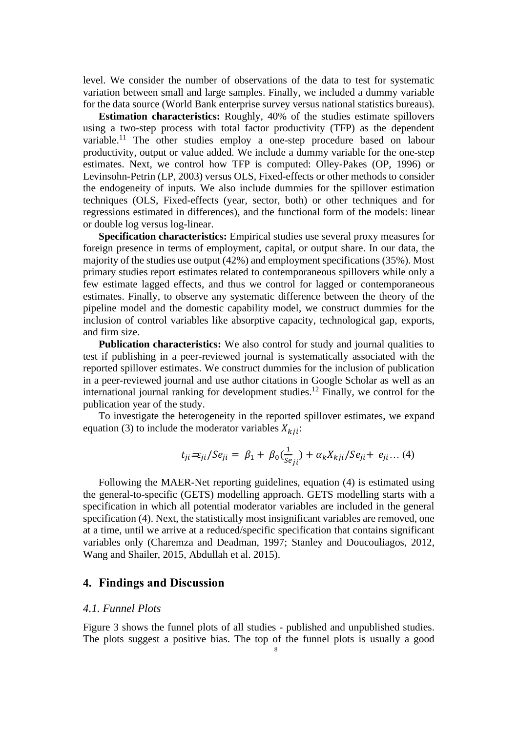level. We consider the number of observations of the data to test for systematic variation between small and large samples. Finally, we included a dummy variable for the data source (World Bank enterprise survey versus national statistics bureaus).

**Estimation characteristics:** Roughly, 40% of the studies estimate spillovers using a two-step process with total factor productivity (TFP) as the dependent variable.[11] The other studies employ a one-step procedure based on labour productivity, output or value added. We include a dummy variable for the one-step estimates. Next, we control how TFP is computed: Olley-Pakes (OP, 1996) or Levinsohn-Petrin (LP, 2003) versus OLS, Fixed-effects or other methods to consider the endogeneity of inputs. We also include dummies for the spillover estimation techniques (OLS, Fixed-effects (year, sector, both) or other techniques and for regressions estimated in differences), and the functional form of the models: linear or double log versus log-linear.

**Specification characteristics:** Empirical studies use several proxy measures for foreign presence in terms of employment, capital, or output share. In our data, the majority of the studies use output (42%) and employment specifications (35%). Most primary studies report estimates related to contemporaneous spillovers while only a few estimate lagged effects, and thus we control for lagged or contemporaneous estimates. Finally, to observe any systematic difference between the theory of the pipeline model and the domestic capability model, we construct dummies for the inclusion of control variables like absorptive capacity, technological gap, exports, and firm size.

**Publication characteristics:** We also control for study and journal qualities to test if publishing in a peer-reviewed journal is systematically associated with the reported spillover estimates. We construct dummies for the inclusion of publication in a peer-reviewed journal and use author citations in Google Scholar as well as an international journal ranking for development studies.[12] Finally, we control for the publication year of the study.

To investigate the heterogeneity in the reported spillover estimates, we expand equation (3) to include the moderator variables $X_{kji}$:

$$t_{ji} \equiv \varepsilon_{ji}/Se_{ji} = \beta_1 + \beta_0\left(\frac{1}{Se_{ji}}\right) + \alpha_k X_{kji}/Se_{ji} + e_{ji} \ldots (4)$$

Following the MAER-Net reporting guidelines, equation (4) is estimated using the general-to-specific (GETS) modelling approach. GETS modelling starts with a specification in which all potential moderator variables are included in the general specification (4). Next, the statistically most insignificant variables are removed, one at a time, until we arrive at a reduced/specific specification that contains significant variables only (Charemza and Deadman, 1997; Stanley and Doucouliagos, 2012, Wang and Shailer, 2015, Abdullah et al. 2015).

## 4. Findings and Discussion

### *4.1. Funnel Plots*

Figure 3 shows the funnel plots of all studies - published and unpublished studies. The plots suggest a positive bias. The top of the funnel plots is usually a good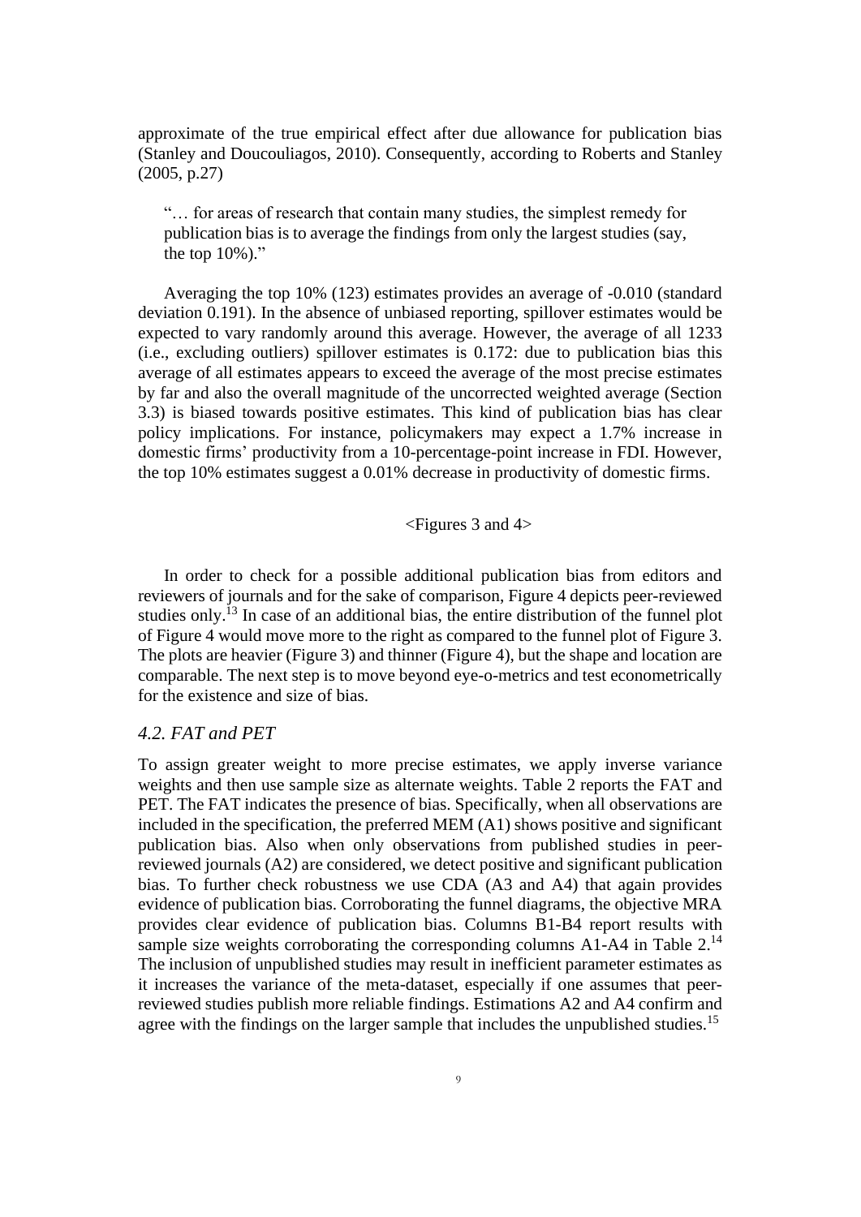approximate of the true empirical effect after due allowance for publication bias (Stanley and Doucouliagos, 2010). Consequently, according to Roberts and Stanley (2005, p.27)

> "… for areas of research that contain many studies, the simplest remedy for publication bias is to average the findings from only the largest studies (say, the top 10%)."

Averaging the top 10% (123) estimates provides an average of -0.010 (standard deviation 0.191). In the absence of unbiased reporting, spillover estimates would be expected to vary randomly around this average. However, the average of all 1233 (i.e., excluding outliers) spillover estimates is 0.172: due to publication bias this average of all estimates appears to exceed the average of the most precise estimates by far and also the overall magnitude of the uncorrected weighted average (Section 3.3) is biased towards positive estimates. This kind of publication bias has clear policy implications. For instance, policymakers may expect a 1.7% increase in domestic firms' productivity from a 10-percentage-point increase in FDI. However, the top 10% estimates suggest a 0.01% decrease in productivity of domestic firms.

<Figures 3 and 4>

In order to check for a possible additional publication bias from editors and reviewers of journals and for the sake of comparison, Figure 4 depicts peer-reviewed studies only.[13] In case of an additional bias, the entire distribution of the funnel plot of Figure 4 would move more to the right as compared to the funnel plot of Figure 3. The plots are heavier (Figure 3) and thinner (Figure 4), but the shape and location are comparable. The next step is to move beyond eye-o-metrics and test econometrically for the existence and size of bias.

### *4.2. FAT and PET*

To assign greater weight to more precise estimates, we apply inverse variance weights and then use sample size as alternate weights. Table 2 reports the FAT and PET. The FAT indicates the presence of bias. Specifically, when all observations are included in the specification, the preferred MEM (A1) shows positive and significant publication bias. Also when only observations from published studies in peer-reviewed journals (A2) are considered, we detect positive and significant publication bias. To further check robustness we use CDA (A3 and A4) that again provides evidence of publication bias. Corroborating the funnel diagrams, the objective MRA provides clear evidence of publication bias. Columns B1-B4 report results with sample size weights corroborating the corresponding columns A1-A4 in Table 2.[14] The inclusion of unpublished studies may result in inefficient parameter estimates as it increases the variance of the meta-dataset, especially if one assumes that peer-reviewed studies publish more reliable findings. Estimations A2 and A4 confirm and agree with the findings on the larger sample that includes the unpublished studies.[15]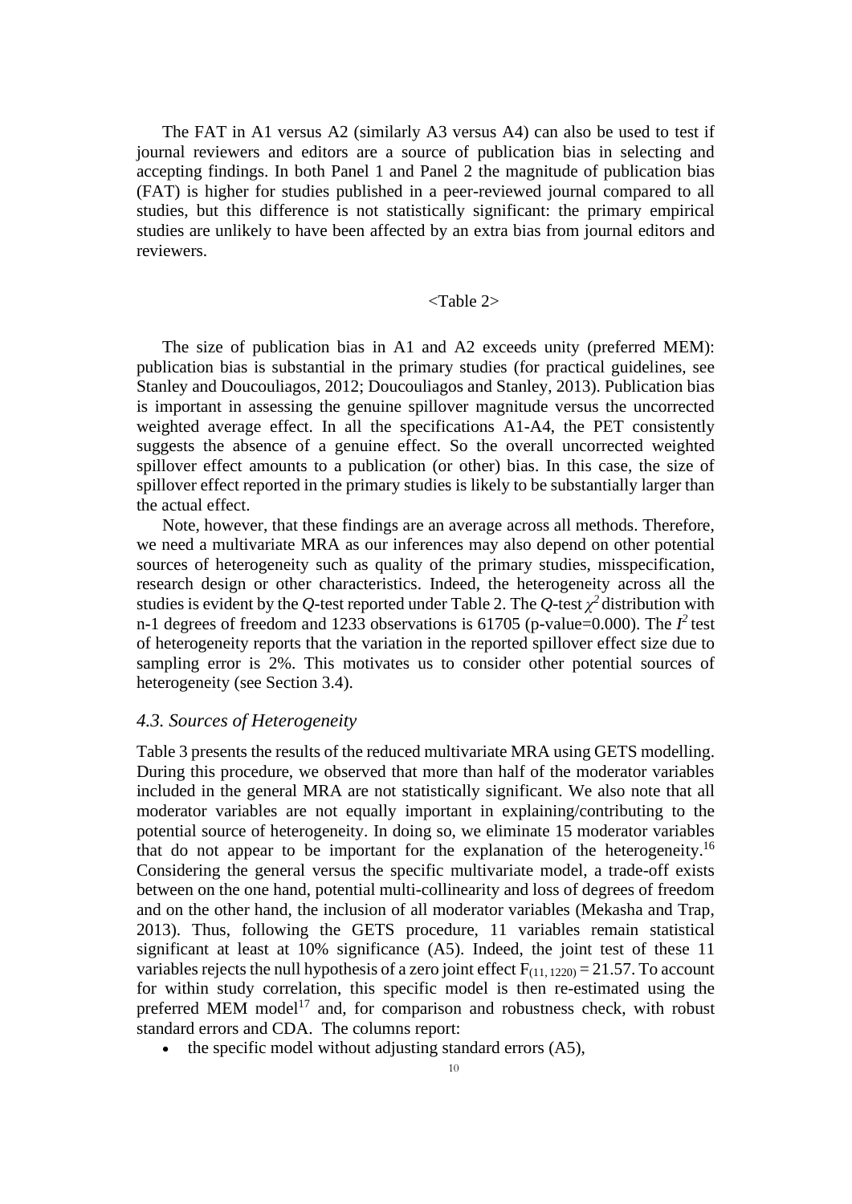The FAT in A1 versus A2 (similarly A3 versus A4) can also be used to test if journal reviewers and editors are a source of publication bias in selecting and accepting findings. In both Panel 1 and Panel 2 the magnitude of publication bias (FAT) is higher for studies published in a peer-reviewed journal compared to all studies, but this difference is not statistically significant: the primary empirical studies are unlikely to have been affected by an extra bias from journal editors and reviewers.

<Table 2>

The size of publication bias in A1 and A2 exceeds unity (preferred MEM): publication bias is substantial in the primary studies (for practical guidelines, see Stanley and Doucouliagos, 2012; Doucouliagos and Stanley, 2013). Publication bias is important in assessing the genuine spillover magnitude versus the uncorrected weighted average effect. In all the specifications A1-A4, the PET consistently suggests the absence of a genuine effect. So the overall uncorrected weighted spillover effect amounts to a publication (or other) bias. In this case, the size of spillover effect reported in the primary studies is likely to be substantially larger than the actual effect.

Note, however, that these findings are an average across all methods. Therefore, we need a multivariate MRA as our inferences may also depend on other potential sources of heterogeneity such as quality of the primary studies, misspecification, research design or other characteristics. Indeed, the heterogeneity across all the studies is evident by the *Q*-test reported under Table 2. The *Q*-test $\chi^2$ distribution with n-1 degrees of freedom and 1233 observations is 61705 (p-value=0.000). The $I^2$ test of heterogeneity reports that the variation in the reported spillover effect size due to sampling error is 2%. This motivates us to consider other potential sources of heterogeneity (see Section 3.4).

### *4.3. Sources of Heterogeneity*

Table 3 presents the results of the reduced multivariate MRA using GETS modelling. During this procedure, we observed that more than half of the moderator variables included in the general MRA are not statistically significant. We also note that all moderator variables are not equally important in explaining/contributing to the potential source of heterogeneity. In doing so, we eliminate 15 moderator variables that do not appear to be important for the explanation of the heterogeneity.[16] Considering the general versus the specific multivariate model, a trade-off exists between on the one hand, potential multi-collinearity and loss of degrees of freedom and on the other hand, the inclusion of all moderator variables (Mekasha and Trap, 2013). Thus, following the GETS procedure, 11 variables remain statistical significant at least at 10% significance (A5). Indeed, the joint test of these 11 variables rejects the null hypothesis of a zero joint effect $F_{(11, 1220)} = 21.57$. To account for within study correlation, this specific model is then re-estimated using the preferred MEM model[17] and, for comparison and robustness check, with robust standard errors and CDA. The columns report:

- the specific model without adjusting standard errors (A5),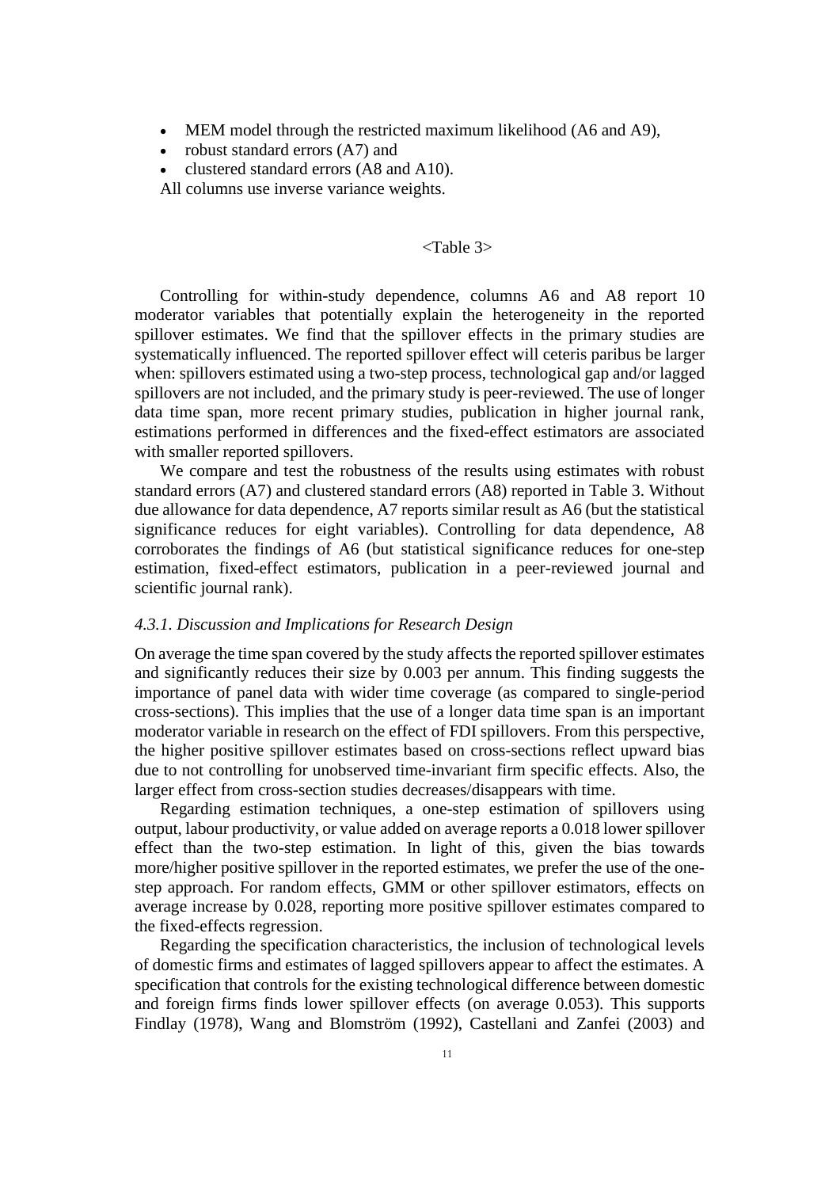- MEM model through the restricted maximum likelihood (A6 and A9),
- robust standard errors (A7) and
- clustered standard errors (A8 and A10).

All columns use inverse variance weights.

<Table 3>

Controlling for within-study dependence, columns A6 and A8 report 10 moderator variables that potentially explain the heterogeneity in the reported spillover estimates. We find that the spillover effects in the primary studies are systematically influenced. The reported spillover effect will ceteris paribus be larger when: spillovers estimated using a two-step process, technological gap and/or lagged spillovers are not included, and the primary study is peer-reviewed. The use of longer data time span, more recent primary studies, publication in higher journal rank, estimations performed in differences and the fixed-effect estimators are associated with smaller reported spillovers.

We compare and test the robustness of the results using estimates with robust standard errors (A7) and clustered standard errors (A8) reported in Table 3. Without due allowance for data dependence, A7 reports similar result as A6 (but the statistical significance reduces for eight variables). Controlling for data dependence, A8 corroborates the findings of A6 (but statistical significance reduces for one-step estimation, fixed-effect estimators, publication in a peer-reviewed journal and scientific journal rank).

### *4.3.1. Discussion and Implications for Research Design*

On average the time span covered by the study affects the reported spillover estimates and significantly reduces their size by 0.003 per annum. This finding suggests the importance of panel data with wider time coverage (as compared to single-period cross-sections). This implies that the use of a longer data time span is an important moderator variable in research on the effect of FDI spillovers. From this perspective, the higher positive spillover estimates based on cross-sections reflect upward bias due to not controlling for unobserved time-invariant firm specific effects. Also, the larger effect from cross-section studies decreases/disappears with time.

Regarding estimation techniques, a one-step estimation of spillovers using output, labour productivity, or value added on average reports a 0.018 lower spillover effect than the two-step estimation. In light of this, given the bias towards more/higher positive spillover in the reported estimates, we prefer the use of the one-step approach. For random effects, GMM or other spillover estimators, effects on average increase by 0.028, reporting more positive spillover estimates compared to the fixed-effects regression.

Regarding the specification characteristics, the inclusion of technological levels of domestic firms and estimates of lagged spillovers appear to affect the estimates. A specification that controls for the existing technological difference between domestic and foreign firms finds lower spillover effects (on average 0.053). This supports Findlay (1978), Wang and Blomström (1992), Castellani and Zanfei (2003) and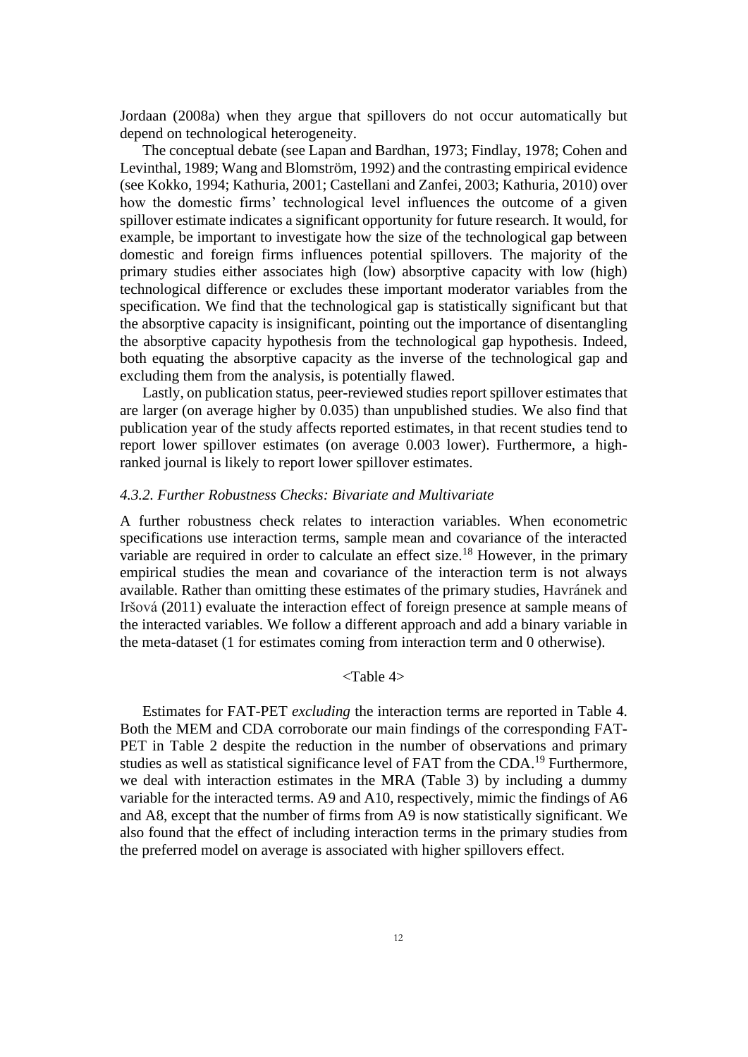Jordaan (2008a) when they argue that spillovers do not occur automatically but depend on technological heterogeneity.

The conceptual debate (see Lapan and Bardhan, 1973; Findlay, 1978; Cohen and Levinthal, 1989; Wang and Blomström, 1992) and the contrasting empirical evidence (see Kokko, 1994; Kathuria, 2001; Castellani and Zanfei, 2003; Kathuria, 2010) over how the domestic firms' technological level influences the outcome of a given spillover estimate indicates a significant opportunity for future research. It would, for example, be important to investigate how the size of the technological gap between domestic and foreign firms influences potential spillovers. The majority of the primary studies either associates high (low) absorptive capacity with low (high) technological difference or excludes these important moderator variables from the specification. We find that the technological gap is statistically significant but that the absorptive capacity is insignificant, pointing out the importance of disentangling the absorptive capacity hypothesis from the technological gap hypothesis. Indeed, both equating the absorptive capacity as the inverse of the technological gap and excluding them from the analysis, is potentially flawed.

Lastly, on publication status, peer-reviewed studies report spillover estimates that are larger (on average higher by 0.035) than unpublished studies. We also find that publication year of the study affects reported estimates, in that recent studies tend to report lower spillover estimates (on average 0.003 lower). Furthermore, a high-ranked journal is likely to report lower spillover estimates.

### *4.3.2. Further Robustness Checks: Bivariate and Multivariate*

A further robustness check relates to interaction variables. When econometric specifications use interaction terms, sample mean and covariance of the interacted variable are required in order to calculate an effect size.[18] However, in the primary empirical studies the mean and covariance of the interaction term is not always available. Rather than omitting these estimates of the primary studies, Havránek and Iršová (2011) evaluate the interaction effect of foreign presence at sample means of the interacted variables. We follow a different approach and add a binary variable in the meta-dataset (1 for estimates coming from interaction term and 0 otherwise).

<Table 4>

Estimates for FAT-PET *excluding* the interaction terms are reported in Table 4. Both the MEM and CDA corroborate our main findings of the corresponding FAT-PET in Table 2 despite the reduction in the number of observations and primary studies as well as statistical significance level of FAT from the CDA.[19] Furthermore, we deal with interaction estimates in the MRA (Table 3) by including a dummy variable for the interacted terms. A9 and A10, respectively, mimic the findings of A6 and A8, except that the number of firms from A9 is now statistically significant. We also found that the effect of including interaction terms in the primary studies from the preferred model on average is associated with higher spillovers effect.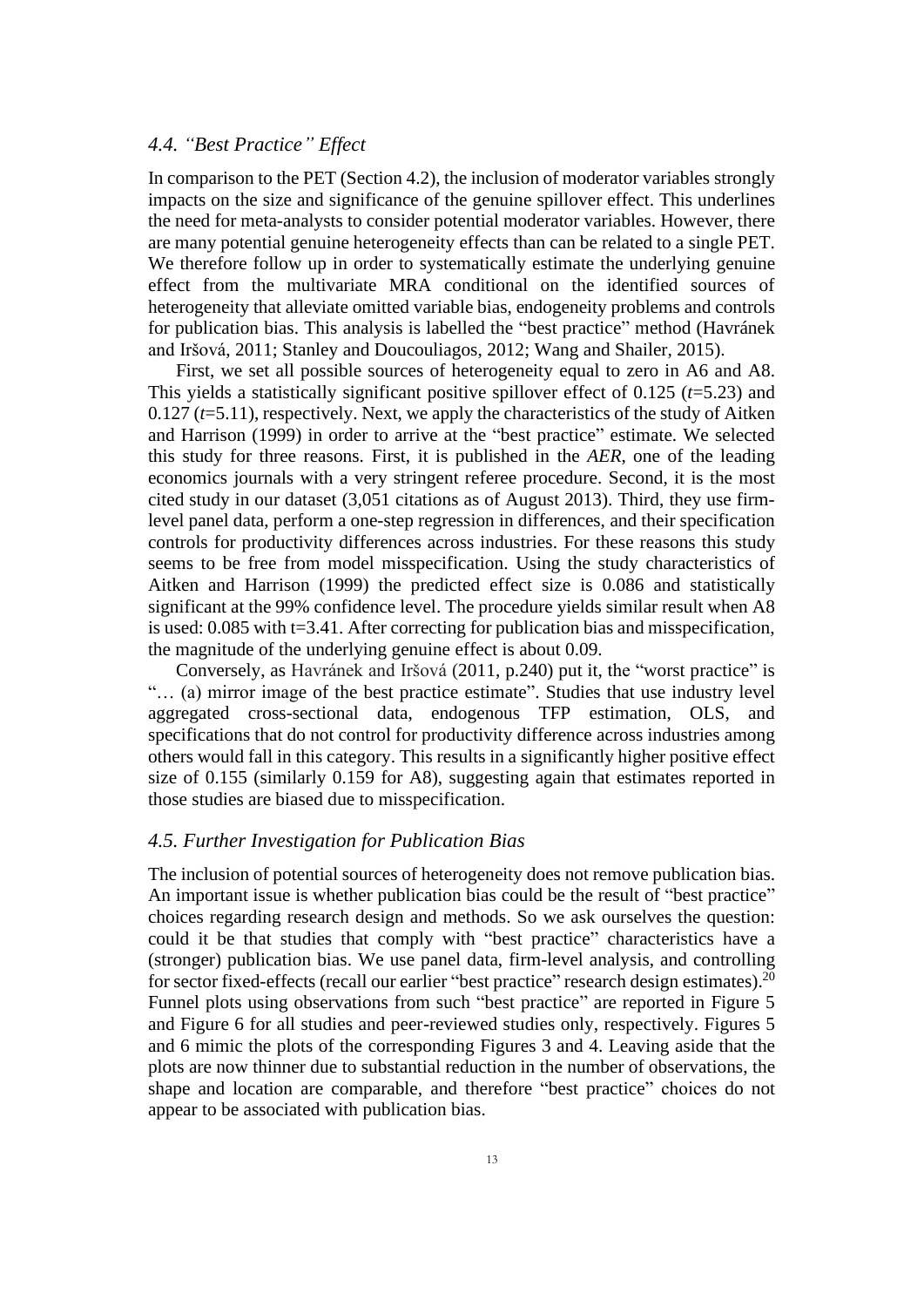### 4.4. *"Best Practice" Effect*

In comparison to the PET (Section 4.2), the inclusion of moderator variables strongly impacts on the size and significance of the genuine spillover effect. This underlines the need for meta-analysts to consider potential moderator variables. However, there are many potential genuine heterogeneity effects than can be related to a single PET. We therefore follow up in order to systematically estimate the underlying genuine effect from the multivariate MRA conditional on the identified sources of heterogeneity that alleviate omitted variable bias, endogeneity problems and controls for publication bias. This analysis is labelled the "best practice" method (Havránek and Iršová, 2011; Stanley and Doucouliagos, 2012; Wang and Shailer, 2015).

First, we set all possible sources of heterogeneity equal to zero in A6 and A8. This yields a statistically significant positive spillover effect of 0.125 ($t$=5.23) and 0.127 ($t$=5.11), respectively. Next, we apply the characteristics of the study of Aitken and Harrison (1999) in order to arrive at the "best practice" estimate. We selected this study for three reasons. First, it is published in the *AER*, one of the leading economics journals with a very stringent referee procedure. Second, it is the most cited study in our dataset (3,051 citations as of August 2013). Third, they use firm-level panel data, perform a one-step regression in differences, and their specification controls for productivity differences across industries. For these reasons this study seems to be free from model misspecification. Using the study characteristics of Aitken and Harrison (1999) the predicted effect size is 0.086 and statistically significant at the 99% confidence level. The procedure yields similar result when A8 is used: 0.085 with t=3.41. After correcting for publication bias and misspecification, the magnitude of the underlying genuine effect is about 0.09.

Conversely, as Havránek and Iršová (2011, p.240) put it, the "worst practice" is "… (a) mirror image of the best practice estimate". Studies that use industry level aggregated cross-sectional data, endogenous TFP estimation, OLS, and specifications that do not control for productivity difference across industries among others would fall in this category. This results in a significantly higher positive effect size of 0.155 (similarly 0.159 for A8), suggesting again that estimates reported in those studies are biased due to misspecification.

### 4.5. *Further Investigation for Publication Bias*

The inclusion of potential sources of heterogeneity does not remove publication bias. An important issue is whether publication bias could be the result of "best practice" choices regarding research design and methods. So we ask ourselves the question: could it be that studies that comply with "best practice" characteristics have a (stronger) publication bias. We use panel data, firm-level analysis, and controlling for sector fixed-effects (recall our earlier "best practice" research design estimates).[20] Funnel plots using observations from such "best practice" are reported in Figure 5 and Figure 6 for all studies and peer-reviewed studies only, respectively. Figures 5 and 6 mimic the plots of the corresponding Figures 3 and 4. Leaving aside that the plots are now thinner due to substantial reduction in the number of observations, the shape and location are comparable, and therefore "best practice" choices do not appear to be associated with publication bias.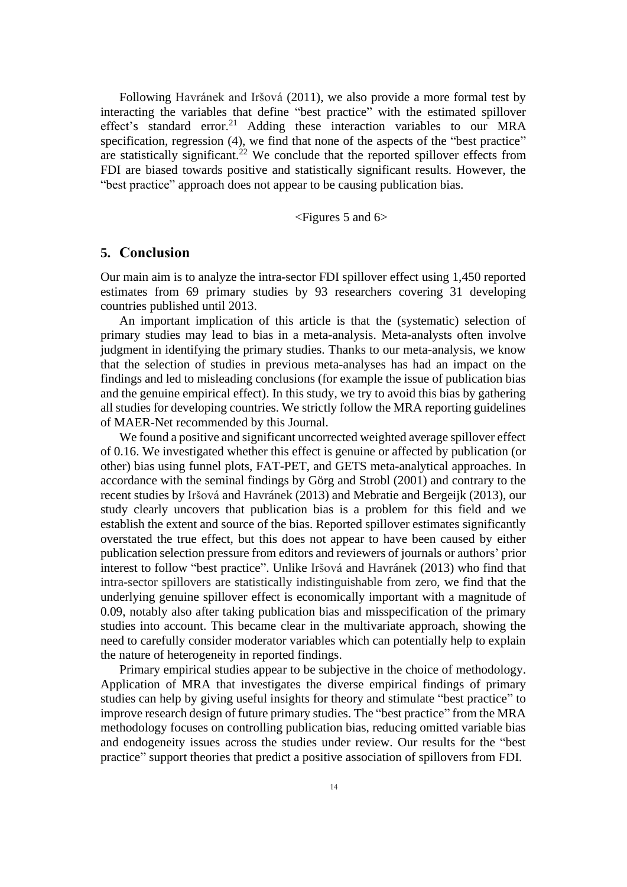Following Havránek and Iršová (2011), we also provide a more formal test by interacting the variables that define "best practice" with the estimated spillover effect's standard error.[21] Adding these interaction variables to our MRA specification, regression (4), we find that none of the aspects of the "best practice" are statistically significant.[22] We conclude that the reported spillover effects from FDI are biased towards positive and statistically significant results. However, the "best practice" approach does not appear to be causing publication bias.

<Figures 5 and 6>

## 5. Conclusion

Our main aim is to analyze the intra-sector FDI spillover effect using 1,450 reported estimates from 69 primary studies by 93 researchers covering 31 developing countries published until 2013.

An important implication of this article is that the (systematic) selection of primary studies may lead to bias in a meta-analysis. Meta-analysts often involve judgment in identifying the primary studies. Thanks to our meta-analysis, we know that the selection of studies in previous meta-analyses has had an impact on the findings and led to misleading conclusions (for example the issue of publication bias and the genuine empirical effect). In this study, we try to avoid this bias by gathering all studies for developing countries. We strictly follow the MRA reporting guidelines of MAER-Net recommended by this Journal.

We found a positive and significant uncorrected weighted average spillover effect of 0.16. We investigated whether this effect is genuine or affected by publication (or other) bias using funnel plots, FAT-PET, and GETS meta-analytical approaches. In accordance with the seminal findings by Görg and Strobl (2001) and contrary to the recent studies by Iršová and Havránek (2013) and Mebratie and Bergeijk (2013), our study clearly uncovers that publication bias is a problem for this field and we establish the extent and source of the bias. Reported spillover estimates significantly overstated the true effect, but this does not appear to have been caused by either publication selection pressure from editors and reviewers of journals or authors' prior interest to follow "best practice". Unlike Iršová and Havránek (2013) who find that intra-sector spillovers are statistically indistinguishable from zero, we find that the underlying genuine spillover effect is economically important with a magnitude of 0.09, notably also after taking publication bias and misspecification of the primary studies into account. This became clear in the multivariate approach, showing the need to carefully consider moderator variables which can potentially help to explain the nature of heterogeneity in reported findings.

Primary empirical studies appear to be subjective in the choice of methodology. Application of MRA that investigates the diverse empirical findings of primary studies can help by giving useful insights for theory and stimulate "best practice" to improve research design of future primary studies. The "best practice" from the MRA methodology focuses on controlling publication bias, reducing omitted variable bias and endogeneity issues across the studies under review. Our results for the "best practice" support theories that predict a positive association of spillovers from FDI.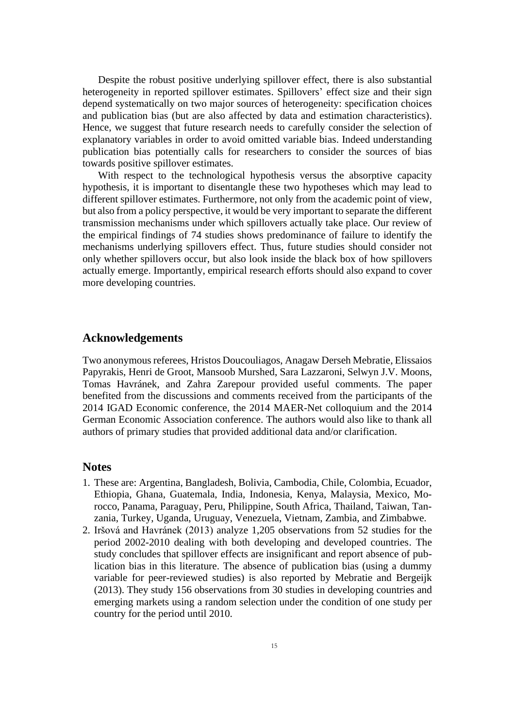Despite the robust positive underlying spillover effect, there is also substantial heterogeneity in reported spillover estimates. Spillovers' effect size and their sign depend systematically on two major sources of heterogeneity: specification choices and publication bias (but are also affected by data and estimation characteristics). Hence, we suggest that future research needs to carefully consider the selection of explanatory variables in order to avoid omitted variable bias. Indeed understanding publication bias potentially calls for researchers to consider the sources of bias towards positive spillover estimates.

With respect to the technological hypothesis versus the absorptive capacity hypothesis, it is important to disentangle these two hypotheses which may lead to different spillover estimates. Furthermore, not only from the academic point of view, but also from a policy perspective, it would be very important to separate the different transmission mechanisms under which spillovers actually take place. Our review of the empirical findings of 74 studies shows predominance of failure to identify the mechanisms underlying spillovers effect. Thus, future studies should consider not only whether spillovers occur, but also look inside the black box of how spillovers actually emerge. Importantly, empirical research efforts should also expand to cover more developing countries.

## Acknowledgements

Two anonymous referees, Hristos Doucouliagos, Anagaw Derseh Mebratie, Elissaios Papyrakis, Henri de Groot, Mansoob Murshed, Sara Lazzaroni, Selwyn J.V. Moons, Tomas Havránek, and Zahra Zarepour provided useful comments. The paper benefited from the discussions and comments received from the participants of the 2014 IGAD Economic conference, the 2014 MAER-Net colloquium and the 2014 German Economic Association conference. The authors would also like to thank all authors of primary studies that provided additional data and/or clarification.

## Notes

1. These are: Argentina, Bangladesh, Bolivia, Cambodia, Chile, Colombia, Ecuador, Ethiopia, Ghana, Guatemala, India, Indonesia, Kenya, Malaysia, Mexico, Morocco, Panama, Paraguay, Peru, Philippine, South Africa, Thailand, Taiwan, Tanzania, Turkey, Uganda, Uruguay, Venezuela, Vietnam, Zambia, and Zimbabwe.
2. Iršová and Havránek (2013) analyze 1,205 observations from 52 studies for the period 2002-2010 dealing with both developing and developed countries. The study concludes that spillover effects are insignificant and report absence of publication bias in this literature. The absence of publication bias (using a dummy variable for peer-reviewed studies) is also reported by Mebratie and Bergeijk (2013). They study 156 observations from 30 studies in developing countries and emerging markets using a random selection under the condition of one study per country for the period until 2010.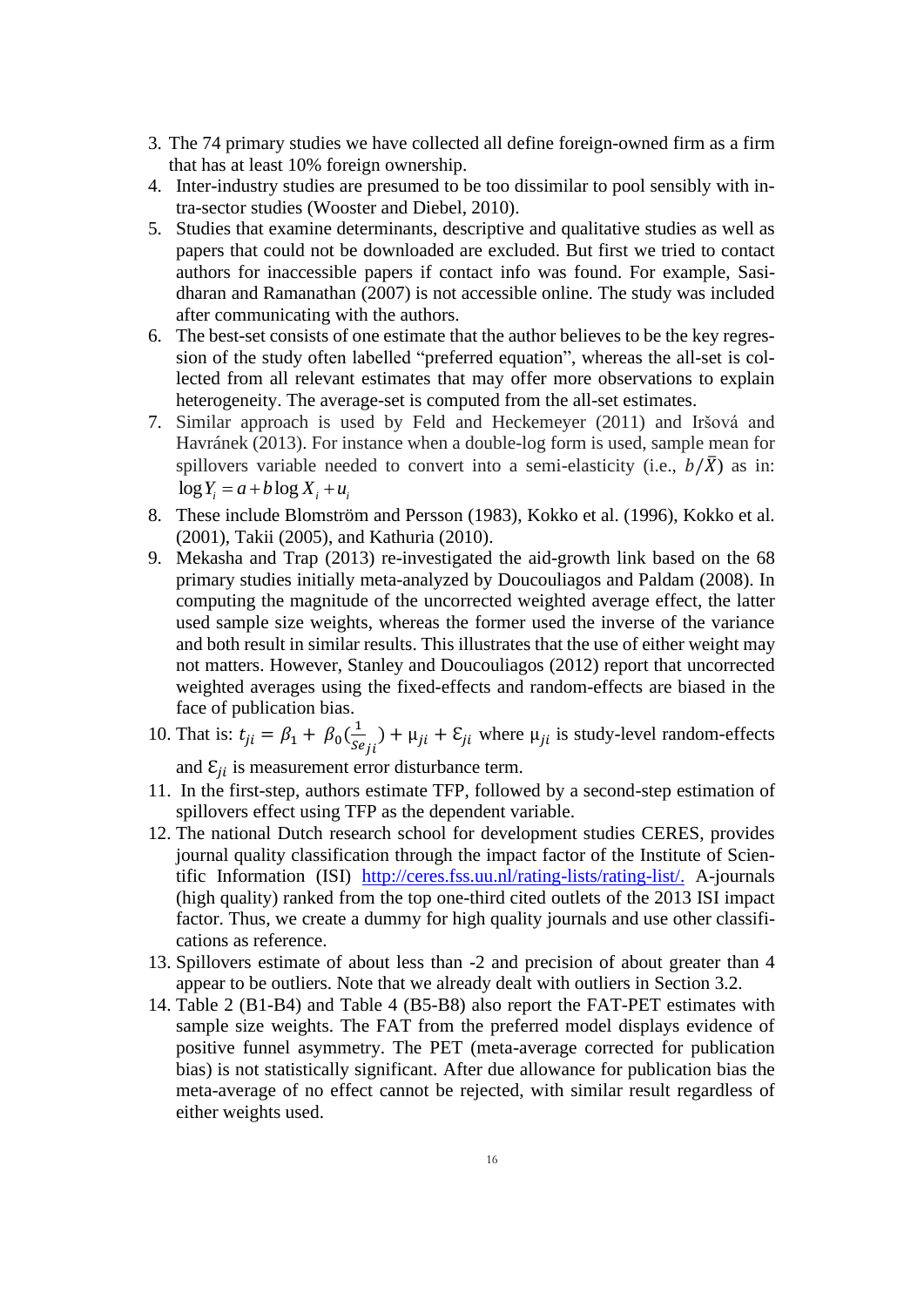3. The 74 primary studies we have collected all define foreign-owned firm as a firm that has at least 10% foreign ownership.
4. Inter-industry studies are presumed to be too dissimilar to pool sensibly with intra-sector studies (Wooster and Diebel, 2010).
5. Studies that examine determinants, descriptive and qualitative studies as well as papers that could not be downloaded are excluded. But first we tried to contact authors for inaccessible papers if contact info was found. For example, Sasidharan and Ramanathan (2007) is not accessible online. The study was included after communicating with the authors.
6. The best-set consists of one estimate that the author believes to be the key regression of the study often labelled "preferred equation", whereas the all-set is collected from all relevant estimates that may offer more observations to explain heterogeneity. The average-set is computed from the all-set estimates.
7. Similar approach is used by Feld and Heckemeyer (2011) and Iršová and Havránek (2013). For instance when a double-log form is used, sample mean for spillovers variable needed to convert into a semi-elasticity (i.e., $b/\bar{X}$) as in: $\log Y_i = a + b \log X_i + u_i$
8. These include Blomström and Persson (1983), Kokko et al. (1996), Kokko et al. (2001), Takii (2005), and Kathuria (2010).
9. Mekasha and Trap (2013) re-investigated the aid-growth link based on the 68 primary studies initially meta-analyzed by Doucouliagos and Paldam (2008). In computing the magnitude of the uncorrected weighted average effect, the latter used sample size weights, whereas the former used the inverse of the variance and both result in similar results. This illustrates that the use of either weight may not matters. However, Stanley and Doucouliagos (2012) report that uncorrected weighted averages using the fixed-effects and random-effects are biased in the face of publication bias.
10. That is: $t_{ji} = \beta_1 + \beta_0(\frac{1}{Se_{ji}}) + \mu_{ji} + \varepsilon_{ji}$ where $\mu_{ji}$ is study-level random-effects and $\varepsilon_{ji}$ is measurement error disturbance term.
11. In the first-step, authors estimate TFP, followed by a second-step estimation of spillovers effect using TFP as the dependent variable.
12. The national Dutch research school for development studies CERES, provides journal quality classification through the impact factor of the Institute of Scientific Information (ISI) http://ceres.fss.uu.nl/rating-lists/rating-list/. A-journals (high quality) ranked from the top one-third cited outlets of the 2013 ISI impact factor. Thus, we create a dummy for high quality journals and use other classifications as reference.
13. Spillovers estimate of about less than -2 and precision of about greater than 4 appear to be outliers. Note that we already dealt with outliers in Section 3.2.
14. Table 2 (B1-B4) and Table 4 (B5-B8) also report the FAT-PET estimates with sample size weights. The FAT from the preferred model displays evidence of positive funnel asymmetry. The PET (meta-average corrected for publication bias) is not statistically significant. After due allowance for publication bias the meta-average of no effect cannot be rejected, with similar result regardless of either weights used.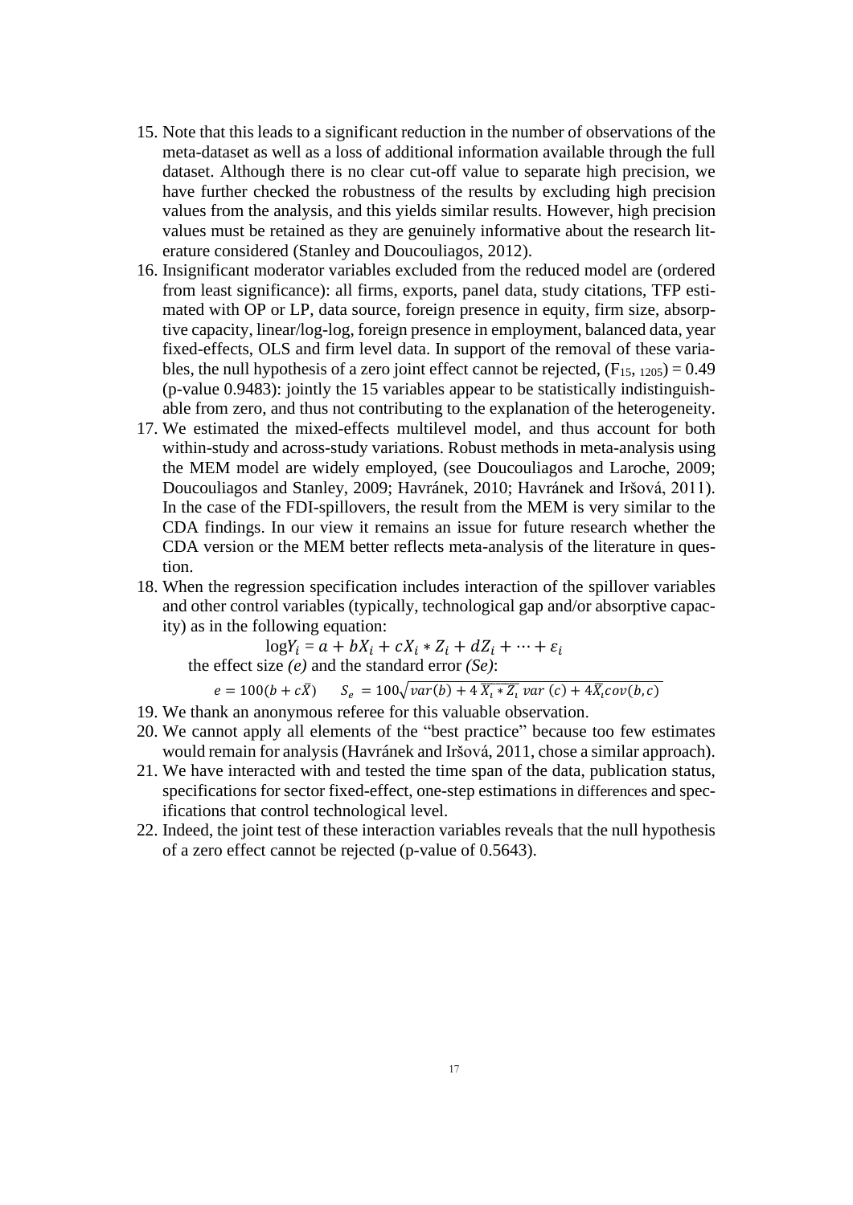15. Note that this leads to a significant reduction in the number of observations of the meta-dataset as well as a loss of additional information available through the full dataset. Although there is no clear cut-off value to separate high precision, we have further checked the robustness of the results by excluding high precision values from the analysis, and this yields similar results. However, high precision values must be retained as they are genuinely informative about the research literature considered (Stanley and Doucouliagos, 2012).
16. Insignificant moderator variables excluded from the reduced model are (ordered from least significance): all firms, exports, panel data, study citations, TFP estimated with OP or LP, data source, foreign presence in equity, firm size, absorptive capacity, linear/log-log, foreign presence in employment, balanced data, year fixed-effects, OLS and firm level data. In support of the removal of these variables, the null hypothesis of a zero joint effect cannot be rejected, ($F_{15,\ 1205}$) = 0.49 (p-value 0.9483): jointly the 15 variables appear to be statistically indistinguishable from zero, and thus not contributing to the explanation of the heterogeneity.
17. We estimated the mixed-effects multilevel model, and thus account for both within-study and across-study variations. Robust methods in meta-analysis using the MEM model are widely employed, (see Doucouliagos and Laroche, 2009; Doucouliagos and Stanley, 2009; Havránek, 2010; Havránek and Iršová, 2011). In the case of the FDI-spillovers, the result from the MEM is very similar to the CDA findings. In our view it remains an issue for future research whether the CDA version or the MEM better reflects meta-analysis of the literature in question.
18. When the regression specification includes interaction of the spillover variables and other control variables (typically, technological gap and/or absorptive capacity) as in the following equation:

$$\log Y_i = a + bX_i + cX_i * Z_i + dZ_i + \cdots + \varepsilon_i$$

the effect size *(e)* and the standard error *(Se)*:

$$e = 100(b + c\bar{X}) \qquad S_e = 100\sqrt{var(b) + 4\,\overline{X_i * Z_i}\; var\,(c) + 4\bar{X}_i cov(b,c)}$$

19. We thank an anonymous referee for this valuable observation.
20. We cannot apply all elements of the "best practice" because too few estimates would remain for analysis (Havránek and Iršová, 2011, chose a similar approach).
21. We have interacted with and tested the time span of the data, publication status, specifications for sector fixed-effect, one-step estimations in differences and specifications that control technological level.
22. Indeed, the joint test of these interaction variables reveals that the null hypothesis of a zero effect cannot be rejected (p-value of 0.5643).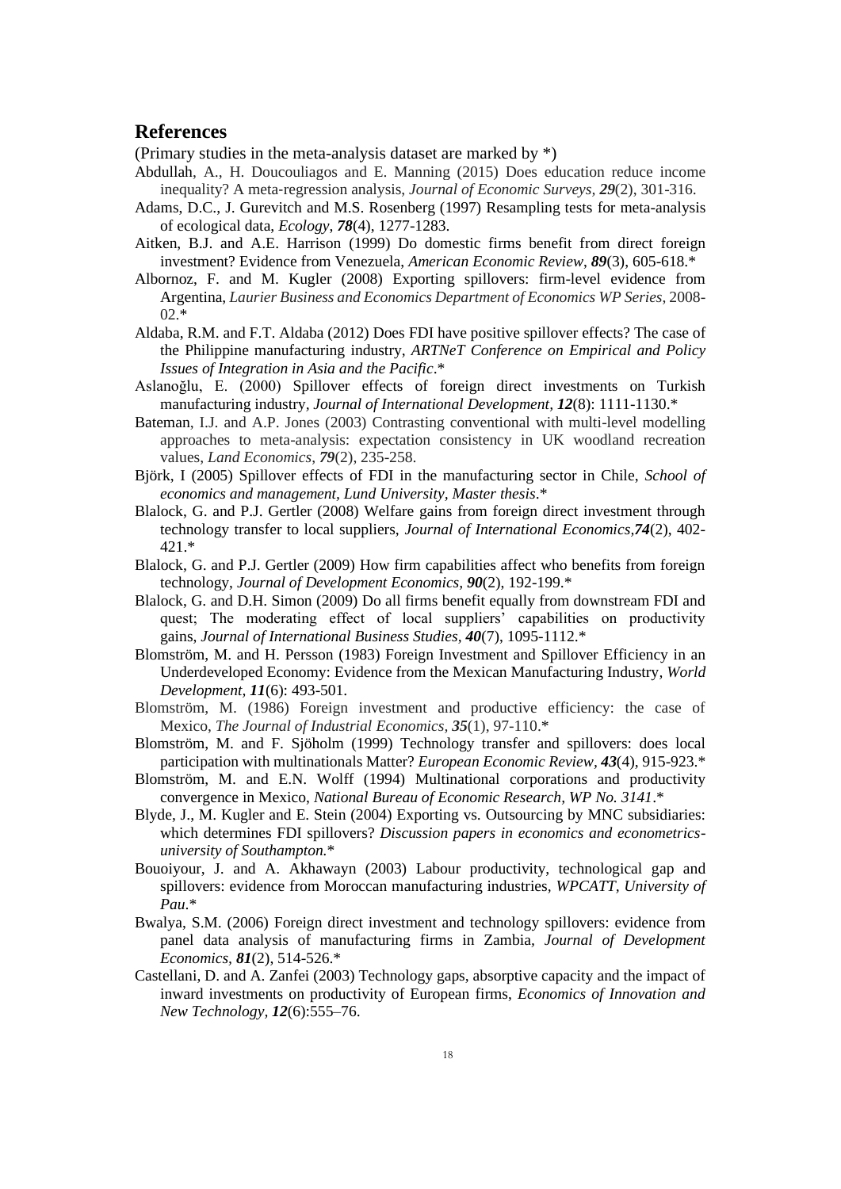## References

(Primary studies in the meta-analysis dataset are marked by *)

Abdullah, A., H. Doucouliagos and E. Manning (2015) Does education reduce income inequality? A meta-regression analysis, *Journal of Economic Surveys*, ***29***(2), 301-316.

Adams, D.C., J. Gurevitch and M.S. Rosenberg (1997) Resampling tests for meta-analysis of ecological data, *Ecology*, ***78***(4), 1277-1283.

Aitken, B.J. and A.E. Harrison (1999) Do domestic firms benefit from direct foreign investment? Evidence from Venezuela, *American Economic Review*, ***89***(3), 605-618.*

Albornoz, F. and M. Kugler (2008) Exporting spillovers: firm-level evidence from Argentina, *Laurier Business and Economics Department of Economics WP Series*, 2008-02.*

Aldaba, R.M. and F.T. Aldaba (2012) Does FDI have positive spillover effects? The case of the Philippine manufacturing industry, *ARTNeT Conference on Empirical and Policy Issues of Integration in Asia and the Pacific*.*

Aslanoğlu, E. (2000) Spillover effects of foreign direct investments on Turkish manufacturing industry, *Journal of International Development,* ***12***(8): 1111-1130.*

Bateman, I.J. and A.P. Jones (2003) Contrasting conventional with multi-level modelling approaches to meta-analysis: expectation consistency in UK woodland recreation values, *Land Economics*, ***79***(2), 235-258.

Björk, I (2005) Spillover effects of FDI in the manufacturing sector in Chile, *School of economics and management, Lund University, Master thesis*.*

Blalock, G. and P.J. Gertler (2008) Welfare gains from foreign direct investment through technology transfer to local suppliers, *Journal of International Economics,**74***(2), 402-421.*

Blalock, G. and P.J. Gertler (2009) How firm capabilities affect who benefits from foreign technology, *Journal of Development Economics,* ***90***(2), 192-199.*

Blalock, G. and D.H. Simon (2009) Do all firms benefit equally from downstream FDI and quest; The moderating effect of local suppliers' capabilities on productivity gains, *Journal of International Business Studies,* ***40***(7), 1095-1112.*

Blomström, M. and H. Persson (1983) Foreign Investment and Spillover Efficiency in an Underdeveloped Economy: Evidence from the Mexican Manufacturing Industry, *World Development,* ***11***(6): 493-501.

Blomström, M. (1986) Foreign investment and productive efficiency: the case of Mexico, *The Journal of Industrial Economics*, ***35***(1), 97-110.*

Blomström, M. and F. Sjöholm (1999) Technology transfer and spillovers: does local participation with multinationals Matter? *European Economic Review,* ***43***(4), 915-923.*

Blomström, M. and E.N. Wolff (1994) Multinational corporations and productivity convergence in Mexico, *National Bureau of Economic Research, WP No. 3141*.*

Blyde, J., M. Kugler and E. Stein (2004) Exporting vs. Outsourcing by MNC subsidiaries: which determines FDI spillovers? *Discussion papers in economics and econometrics-university of Southampton.**

Bouoiyour, J. and A. Akhawayn (2003) Labour productivity, technological gap and spillovers: evidence from Moroccan manufacturing industries, *WPCATT, University of Pau*.*

Bwalya, S.M. (2006) Foreign direct investment and technology spillovers: evidence from panel data analysis of manufacturing firms in Zambia, *Journal of Development Economics,* ***81***(2), 514-526.*

Castellani, D. and A. Zanfei (2003) Technology gaps, absorptive capacity and the impact of inward investments on productivity of European firms, *Economics of Innovation and New Technology,* ***12***(6):555–76.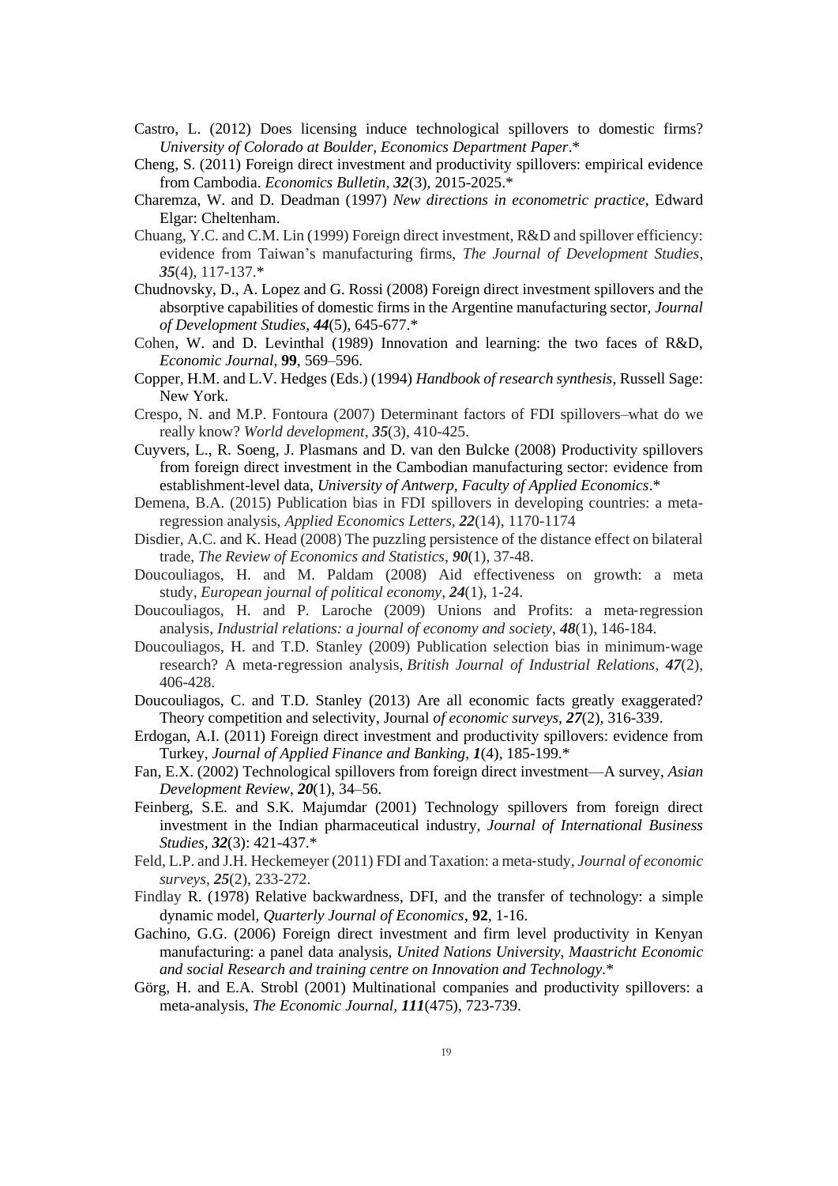Castro, L. (2012) Does licensing induce technological spillovers to domestic firms? *University of Colorado at Boulder, Economics Department Paper*.*

Cheng, S. (2011) Foreign direct investment and productivity spillovers: empirical evidence from Cambodia. *Economics Bulletin*, ***32***(3), 2015-2025.*

Charemza, W. and D. Deadman (1997) *New directions in econometric practice*, Edward Elgar: Cheltenham.

Chuang, Y.C. and C.M. Lin (1999) Foreign direct investment, R&D and spillover efficiency: evidence from Taiwan's manufacturing firms, *The Journal of Development Studies*, ***35***(4), 117-137.*

Chudnovsky, D., A. Lopez and G. Rossi (2008) Foreign direct investment spillovers and the absorptive capabilities of domestic firms in the Argentine manufacturing sector, *Journal of Development Studies*, ***44***(5), 645-677.*

Cohen, W. and D. Levinthal (1989) Innovation and learning: the two faces of R&D, *Economic Journal*, **99**, 569–596.

Copper, H.M. and L.V. Hedges (Eds.) (1994) *Handbook of research synthesis*, Russell Sage: New York.

Crespo, N. and M.P. Fontoura (2007) Determinant factors of FDI spillovers–what do we really know? *World development*, ***35***(3), 410-425.

Cuyvers, L., R. Soeng, J. Plasmans and D. van den Bulcke (2008) Productivity spillovers from foreign direct investment in the Cambodian manufacturing sector: evidence from establishment-level data, *University of Antwerp, Faculty of Applied Economics*.*

Demena, B.A. (2015) Publication bias in FDI spillovers in developing countries: a meta-regression analysis, *Applied Economics Letters*, ***22***(14), 1170-1174

Disdier, A.C. and K. Head (2008) The puzzling persistence of the distance effect on bilateral trade, *The Review of Economics and Statistics*, ***90***(1), 37-48.

Doucouliagos, H. and M. Paldam (2008) Aid effectiveness on growth: a meta study, *European journal of political economy*, ***24***(1), 1-24.

Doucouliagos, H. and P. Laroche (2009) Unions and Profits: a meta-regression analysis, *Industrial relations: a journal of economy and society*, ***48***(1), 146-184.

Doucouliagos, H. and T.D. Stanley (2009) Publication selection bias in minimum-wage research? A meta-regression analysis, *British Journal of Industrial Relations*, ***47***(2), 406-428.

Doucouliagos, C. and T.D. Stanley (2013) Are all economic facts greatly exaggerated? Theory competition and selectivity, Journal *of economic surveys*, ***27***(2), 316-339.

Erdogan, A.I. (2011) Foreign direct investment and productivity spillovers: evidence from Turkey, *Journal of Applied Finance and Banking*, ***1***(4), 185-199.*

Fan, E.X. (2002) Technological spillovers from foreign direct investment—A survey, *Asian Development Review*, ***20***(1), 34–56.

Feinberg, S.E. and S.K. Majumdar (2001) Technology spillovers from foreign direct investment in the Indian pharmaceutical industry, *Journal of International Business Studies*, ***32***(3): 421-437.*

Feld, L.P. and J.H. Heckemeyer (2011) FDI and Taxation: a meta-study, *Journal of economic surveys*, ***25***(2), 233-272.

Findlay R. (1978) Relative backwardness, DFI, and the transfer of technology: a simple dynamic model, *Quarterly Journal of Economics*, **92**, 1-16.

Gachino, G.G. (2006) Foreign direct investment and firm level productivity in Kenyan manufacturing: a panel data analysis, *United Nations University, Maastricht Economic and social Research and training centre on Innovation and Technology*.*

Görg, H. and E.A. Strobl (2001) Multinational companies and productivity spillovers: a meta-analysis, *The Economic Journal*, ***111***(475), 723-739.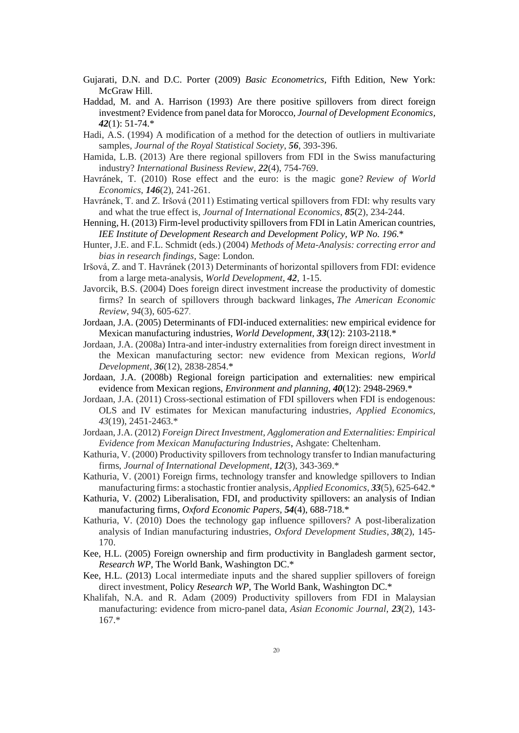Gujarati, D.N. and D.C. Porter (2009) *Basic Econometrics*, Fifth Edition, New York: McGraw Hill.

Haddad, M. and A. Harrison (1993) Are there positive spillovers from direct foreign investment? Evidence from panel data for Morocco, *Journal of Development Economics*, ***42***(1): 51-74.*

Hadi, A.S. (1994) A modification of a method for the detection of outliers in multivariate samples, *Journal of the Royal Statistical Society*, ***56***, 393-396.

Hamida, L.B. (2013) Are there regional spillovers from FDI in the Swiss manufacturing industry? *International Business Review*, ***22***(4), 754-769.

Havránek, T. (2010) Rose effect and the euro: is the magic gone? *Review of World Economics*, ***146***(2), 241-261.

Havránek, T. and Z. Iršová (2011) Estimating vertical spillovers from FDI: why results vary and what the true effect is, *Journal of International Economics*, ***85***(2), 234-244.

Henning, H. (2013) Firm-level productivity spillovers from FDI in Latin American countries, *IEE Institute of Development Research and Development Policy, WP No. 196*.*

Hunter, J.E. and F.L. Schmidt (eds.) (2004) *Methods of Meta-Analysis: correcting error and bias in research findings,* Sage: London*.*

Iršová, Z. and T. Havránek (2013) Determinants of horizontal spillovers from FDI: evidence from a large meta-analysis, *World Development*, ***42***, 1-15.

Javorcik, B.S. (2004) Does foreign direct investment increase the productivity of domestic firms? In search of spillovers through backward linkages, *The American Economic Review, 94*(3), 605-627.

Jordaan, J.A. (2005) Determinants of FDI-induced externalities: new empirical evidence for Mexican manufacturing industries, *World Development,* ***33***(12): 2103-2118.*

Jordaan, J.A. (2008a) Intra-and inter-industry externalities from foreign direct investment in the Mexican manufacturing sector: new evidence from Mexican regions, *World Development*, ***36***(12), 2838-2854.*

Jordaan, J.A. (2008b) Regional foreign participation and externalities: new empirical evidence from Mexican regions, *Environment and planning,* ***40***(12): 2948-2969.*

Jordaan, J.A. (2011) Cross-sectional estimation of FDI spillovers when FDI is endogenous: OLS and IV estimates for Mexican manufacturing industries, *Applied Economics, 43*(19), 2451-2463.*

Jordaan, J.A. (2012) *Foreign Direct Investment, Agglomeration and Externalities: Empirical Evidence from Mexican Manufacturing Industries*, Ashgate: Cheltenham.

Kathuria, V. (2000) Productivity spillovers from technology transfer to Indian manufacturing firms, *Journal of International Development*, ***12***(3), 343-369.*

Kathuria, V. (2001) Foreign firms, technology transfer and knowledge spillovers to Indian manufacturing firms: a stochastic frontier analysis, *Applied Economics*, ***33***(5), 625-642.*

Kathuria, V. (2002) Liberalisation, FDI, and productivity spillovers: an analysis of Indian manufacturing firms, *Oxford Economic Papers*, ***54***(4), 688-718.*

Kathuria, V. (2010) Does the technology gap influence spillovers? A post-liberalization analysis of Indian manufacturing industries*, Oxford Development Studies*, ***38***(2), 145-170.

Kee, H.L. (2005) Foreign ownership and firm productivity in Bangladesh garment sector*, Research WP,* The World Bank, Washington DC.*

Kee, H.L. (2013) Local intermediate inputs and the shared supplier spillovers of foreign direct investment, Policy *Research WP,* The World Bank, Washington DC.*

Khalifah, N.A. and R. Adam (2009) Productivity spillovers from FDI in Malaysian manufacturing: evidence from micro-panel data, *Asian Economic Journal*, ***23***(2), 143-167.*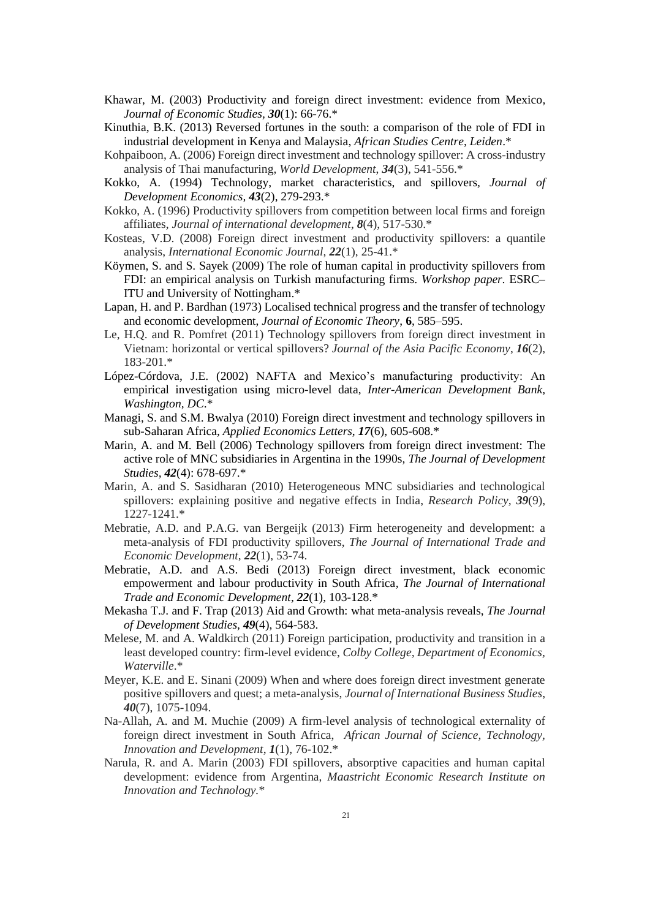Khawar, M. (2003) Productivity and foreign direct investment: evidence from Mexico, *Journal of Economic Studies*, ***30***(1): 66-76.*

Kinuthia, B.K. (2013) Reversed fortunes in the south: a comparison of the role of FDI in industrial development in Kenya and Malaysia, *African Studies Centre, Leiden*.*

Kohpaiboon, A. (2006) Foreign direct investment and technology spillover: A cross-industry analysis of Thai manufacturing, *World Development*, ***34***(3), 541-556.*

Kokko, A. (1994) Technology, market characteristics, and spillovers, *Journal of Development Economics*, ***43***(2), 279-293.*

Kokko, A. (1996) Productivity spillovers from competition between local firms and foreign affiliates, *Journal of international development*, ***8***(4), 517-530.*

Kosteas, V.D. (2008) Foreign direct investment and productivity spillovers: a quantile analysis, *International Economic Journal*, ***22***(1), 25-41.*

Köymen, S. and S. Sayek (2009) The role of human capital in productivity spillovers from FDI: an empirical analysis on Turkish manufacturing firms. *Workshop paper*. ESRC–ITU and University of Nottingham.*

Lapan, H. and P. Bardhan (1973) Localised technical progress and the transfer of technology and economic development, *Journal of Economic Theory*, **6**, 585–595.

Le, H.Q. and R. Pomfret (2011) Technology spillovers from foreign direct investment in Vietnam: horizontal or vertical spillovers? *Journal of the Asia Pacific Economy*, ***16***(2), 183-201.*

López-Córdova, J.E. (2002) NAFTA and Mexico's manufacturing productivity: An empirical investigation using micro-level data, *Inter-American Development Bank, Washington, DC*.*

Managi, S. and S.M. Bwalya (2010) Foreign direct investment and technology spillovers in sub-Saharan Africa, *Applied Economics Letters*, ***17***(6), 605-608.*

Marin, A. and M. Bell (2006) Technology spillovers from foreign direct investment: The active role of MNC subsidiaries in Argentina in the 1990s, *The Journal of Development Studies*, ***42***(4): 678-697.*

Marin, A. and S. Sasidharan (2010) Heterogeneous MNC subsidiaries and technological spillovers: explaining positive and negative effects in India, *Research Policy*, ***39***(9), 1227-1241.*

Mebratie, A.D. and P.A.G. van Bergeijk (2013) Firm heterogeneity and development: a meta-analysis of FDI productivity spillovers, *The Journal of International Trade and Economic Development*, ***22***(1), 53-74.

Mebratie, A.D. and A.S. Bedi (2013) Foreign direct investment, black economic empowerment and labour productivity in South Africa, *The Journal of International Trade and Economic Development*, ***22***(1), 103-128.*

Mekasha T.J. and F. Trap (2013) Aid and Growth: what meta-analysis reveals, *The Journal of Development Studies*, ***49***(4), 564-583.

Melese, M. and A. Waldkirch (2011) Foreign participation, productivity and transition in a least developed country: firm-level evidence, *Colby College, Department of Economics, Waterville*.*

Meyer, K.E. and E. Sinani (2009) When and where does foreign direct investment generate positive spillovers and quest; a meta-analysis, *Journal of International Business Studies*, ***40***(7), 1075-1094.

Na-Allah, A. and M. Muchie (2009) A firm-level analysis of technological externality of foreign direct investment in South Africa, *African Journal of Science, Technology, Innovation and Development*, ***1***(1), 76-102.*

Narula, R. and A. Marin (2003) FDI spillovers, absorptive capacities and human capital development: evidence from Argentina, *Maastricht Economic Research Institute on Innovation and Technology*.*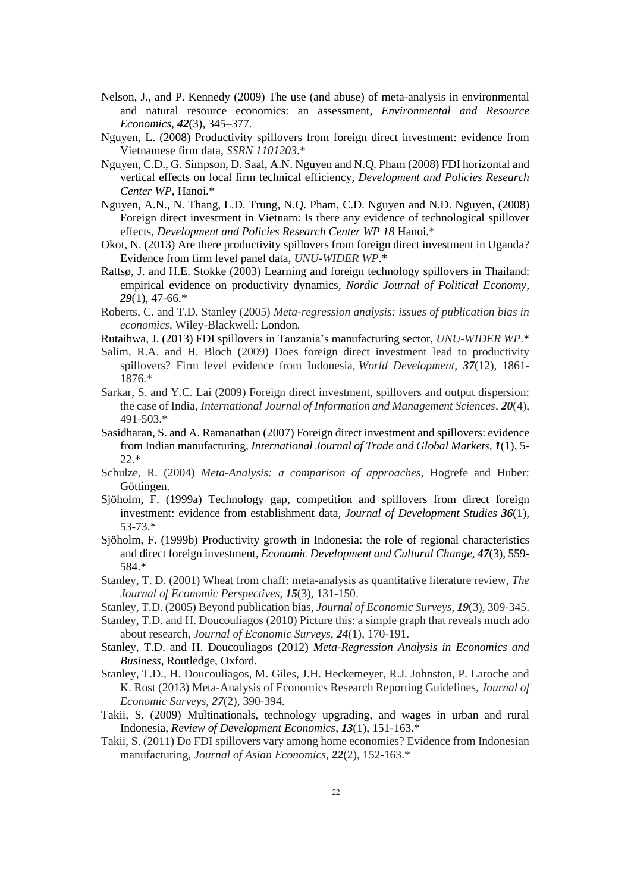Nelson, J., and P. Kennedy (2009) The use (and abuse) of meta-analysis in environmental and natural resource economics: an assessment, *Environmental and Resource Economics*, ***42***(3), 345–377.

Nguyen, L. (2008) Productivity spillovers from foreign direct investment: evidence from Vietnamese firm data, *SSRN 1101203*.*

Nguyen, C.D., G. Simpson, D. Saal, A.N. Nguyen and N.Q. Pham (2008) FDI horizontal and vertical effects on local firm technical efficiency, *Development and Policies Research Center WP*, Hanoi.*

Nguyen, A.N., N. Thang, L.D. Trung, N.Q. Pham, C.D. Nguyen and N.D. Nguyen, (2008) Foreign direct investment in Vietnam: Is there any evidence of technological spillover effects, *Development and Policies Research Center WP 18* Hanoi.*

Okot, N. (2013) Are there productivity spillovers from foreign direct investment in Uganda? Evidence from firm level panel data, *UNU-WIDER WP*.*

Rattsø, J. and H.E. Stokke (2003) Learning and foreign technology spillovers in Thailand: empirical evidence on productivity dynamics, *Nordic Journal of Political Economy*, ***29***(1), 47-66.*

Roberts, C. and T.D. Stanley (2005) *Meta-regression analysis: issues of publication bias in economics*, Wiley-Blackwell: London.

Rutaihwa, J. (2013) FDI spillovers in Tanzania's manufacturing sector, *UNU-WIDER WP*.*

Salim, R.A. and H. Bloch (2009) Does foreign direct investment lead to productivity spillovers? Firm level evidence from Indonesia, *World Development*, ***37***(12), 1861-1876.*

Sarkar, S. and Y.C. Lai (2009) Foreign direct investment, spillovers and output dispersion: the case of India, *International Journal of Information and Management Sciences*, ***20***(4), 491-503.*

Sasidharan, S. and A. Ramanathan (2007) Foreign direct investment and spillovers: evidence from Indian manufacturing, *International Journal of Trade and Global Markets*, ***1***(1), 5-22.*

Schulze, R. (2004) *Meta-Analysis: a comparison of approaches*, Hogrefe and Huber: Göttingen.

Sjöholm, F. (1999a) Technology gap, competition and spillovers from direct foreign investment: evidence from establishment data, *Journal of Development Studies* ***36***(1), 53-73.*

Sjöholm, F. (1999b) Productivity growth in Indonesia: the role of regional characteristics and direct foreign investment, *Economic Development and Cultural Change*, ***47***(3), 559-584.*

Stanley, T. D. (2001) Wheat from chaff: meta-analysis as quantitative literature review, *The Journal of Economic Perspectives*, ***15***(3), 131-150.

Stanley, T.D. (2005) Beyond publication bias, *Journal of Economic Surveys*, ***19***(3), 309-345.

Stanley, T.D. and H. Doucouliagos (2010) Picture this: a simple graph that reveals much ado about research, *Journal of Economic Surveys*, ***24***(1), 170-191.

Stanley, T.D. and H. Doucouliagos (2012) *Meta-Regression Analysis in Economics and Business*, Routledge, Oxford.

Stanley, T.D., H. Doucouliagos, M. Giles, J.H. Heckemeyer, R.J. Johnston, P. Laroche and K. Rost (2013) Meta-Analysis of Economics Research Reporting Guidelines, *Journal of Economic Surveys*, ***27***(2), 390-394.

Takii, S. (2009) Multinationals, technology upgrading, and wages in urban and rural Indonesia, *Review of Development Economics*, ***13***(1), 151-163.*

Takii, S. (2011) Do FDI spillovers vary among home economies? Evidence from Indonesian manufacturing, *Journal of Asian Economics*, ***22***(2), 152-163.*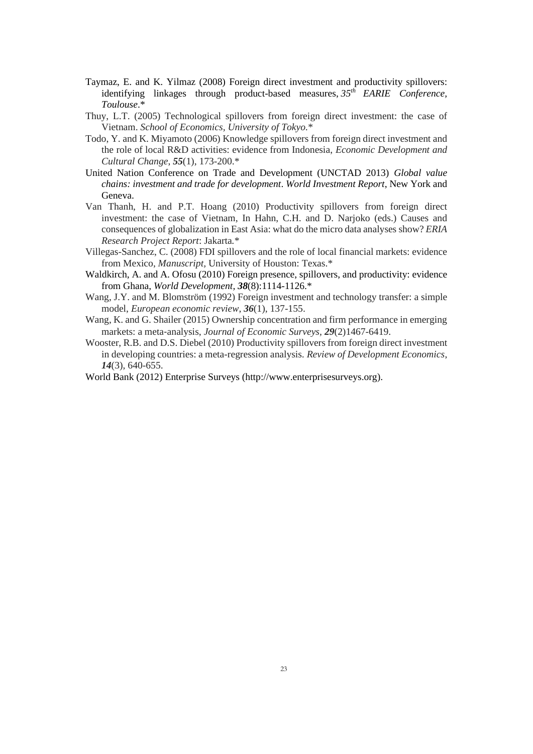Taymaz, E. and K. Yilmaz (2008) Foreign direct investment and productivity spillovers: identifying linkages through product-based measures, *35th EARIE Conference, Toulouse*.*

Thuy, L.T. (2005) Technological spillovers from foreign direct investment: the case of Vietnam. *School of Economics, University of Tokyo*.*

Todo, Y. and K. Miyamoto (2006) Knowledge spillovers from foreign direct investment and the role of local R&D activities: evidence from Indonesia, *Economic Development and Cultural Change*, ***55***(1), 173-200.*

United Nation Conference on Trade and Development (UNCTAD 2013) *Global value chains: investment and trade for development*. *World Investment Report*, New York and Geneva.

Van Thanh, H. and P.T. Hoang (2010) Productivity spillovers from foreign direct investment: the case of Vietnam, In Hahn, C.H. and D. Narjoko (eds.) Causes and consequences of globalization in East Asia: what do the micro data analyses show? *ERIA Research Project Report*: Jakarta.*

Villegas-Sanchez, C. (2008) FDI spillovers and the role of local financial markets: evidence from Mexico, *Manuscript*, University of Houston: Texas.*

Waldkirch, A. and A. Ofosu (2010) Foreign presence, spillovers, and productivity: evidence from Ghana, *World Development*, ***38***(8):1114-1126.*

Wang, J.Y. and M. Blomström (1992) Foreign investment and technology transfer: a simple model, *European economic review*, ***36***(1), 137-155.

Wang, K. and G. Shailer (2015) Ownership concentration and firm performance in emerging markets: a meta-analysis, *Journal of Economic Surveys*, ***29***(2)1467-6419.

Wooster, R.B. and D.S. Diebel (2010) Productivity spillovers from foreign direct investment in developing countries: a meta-regression analysis. *Review of Development Economics*, ***14***(3), 640-655.

World Bank (2012) Enterprise Surveys (http://www.enterprisesurveys.org).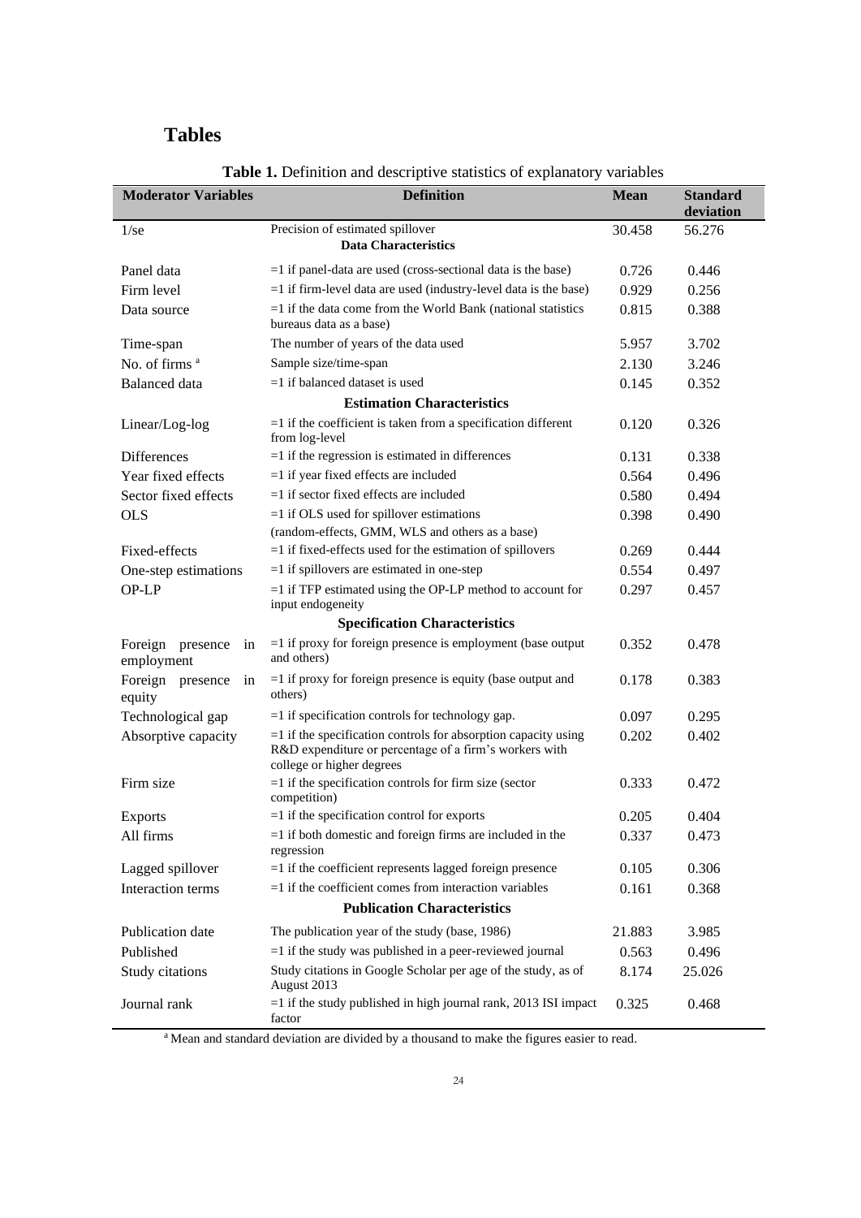# Tables

**Table 1.** Definition and descriptive statistics of explanatory variables

| Moderator Variables | Definition | Mean | Standard deviation |
|---|---|---|---|
| 1/se | Precision of estimated spillover | 30.458 | 56.276 |
| | **Data Characteristics** | | |
| Panel data | =1 if panel-data are used (cross-sectional data is the base) | 0.726 | 0.446 |
| Firm level | =1 if firm-level data are used (industry-level data is the base) | 0.929 | 0.256 |
| Data source | =1 if the data come from the World Bank (national statistics bureaus data as a base) | 0.815 | 0.388 |
| Time-span | The number of years of the data used | 5.957 | 3.702 |
| No. of firms [a] | Sample size/time-span | 2.130 | 3.246 |
| Balanced data | =1 if balanced dataset is used | 0.145 | 0.352 |
| | **Estimation Characteristics** | | |
| Linear/Log-log | =1 if the coefficient is taken from a specification different from log-level | 0.120 | 0.326 |
| Differences | =1 if the regression is estimated in differences | 0.131 | 0.338 |
| Year fixed effects | =1 if year fixed effects are included | 0.564 | 0.496 |
| Sector fixed effects | =1 if sector fixed effects are included | 0.580 | 0.494 |
| OLS | =1 if OLS used for spillover estimations (random-effects, GMM, WLS and others as a base) | 0.398 | 0.490 |
| Fixed-effects | =1 if fixed-effects used for the estimation of spillovers | 0.269 | 0.444 |
| One-step estimations | =1 if spillovers are estimated in one-step | 0.554 | 0.497 |
| OP-LP | =1 if TFP estimated using the OP-LP method to account for input endogeneity | 0.297 | 0.457 |
| | **Specification Characteristics** | | |
| Foreign presence in employment | =1 if proxy for foreign presence is employment (base output and others) | 0.352 | 0.478 |
| Foreign presence in equity | =1 if proxy for foreign presence is equity (base output and others) | 0.178 | 0.383 |
| Technological gap | =1 if specification controls for technology gap. | 0.097 | 0.295 |
| Absorptive capacity | =1 if the specification controls for absorption capacity using R&D expenditure or percentage of a firm's workers with college or higher degrees | 0.202 | 0.402 |
| Firm size | =1 if the specification controls for firm size (sector competition) | 0.333 | 0.472 |
| Exports | =1 if the specification control for exports | 0.205 | 0.404 |
| All firms | =1 if both domestic and foreign firms are included in the regression | 0.337 | 0.473 |
| Lagged spillover | =1 if the coefficient represents lagged foreign presence | 0.105 | 0.306 |
| Interaction terms | =1 if the coefficient comes from interaction variables | 0.161 | 0.368 |
| | **Publication Characteristics** | | |
| Publication date | The publication year of the study (base, 1986) | 21.883 | 3.985 |
| Published | =1 if the study was published in a peer-reviewed journal | 0.563 | 0.496 |
| Study citations | Study citations in Google Scholar per age of the study, as of August 2013 | 8.174 | 25.026 |
| Journal rank | =1 if the study published in high journal rank, 2013 ISI impact factor | 0.325 | 0.468 |

[a] Mean and standard deviation are divided by a thousand to make the figures easier to read.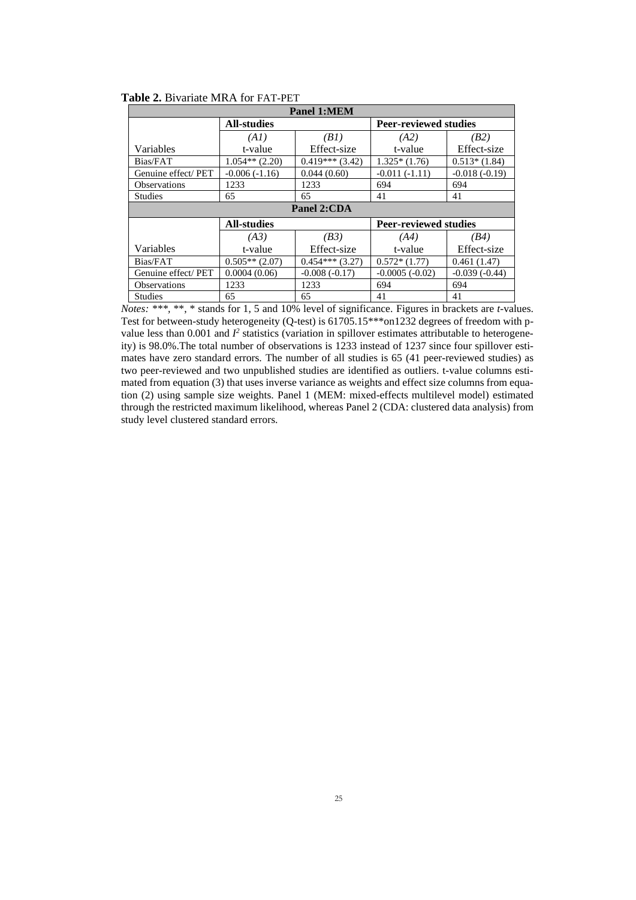**Table 2.** Bivariate MRA for FAT-PET

| Panel 1:MEM | | | | |
|---|---|---|---|---|
| | **All-studies** | | **Peer-reviewed studies** | |
| | *(A1)* | *(B1)* | *(A2)* | *(B2)* |
| Variables | t-value | Effect-size | t-value | Effect-size |
| Bias/FAT | 1.054** (2.20) | 0.419*** (3.42) | 1.325* (1.76) | 0.513* (1.84) |
| Genuine effect/ PET | -0.006 (-1.16) | 0.044 (0.60) | -0.011 (-1.11) | -0.018 (-0.19) |
| Observations | 1233 | 1233 | 694 | 694 |
| Studies | 65 | 65 | 41 | 41 |
| **Panel 2:CDA** | | | | |
| | **All-studies** | | **Peer-reviewed studies** | |
| | *(A3)* | *(B3)* | *(A4)* | *(B4)* |
| Variables | t-value | Effect-size | t-value | Effect-size |
| Bias/FAT | 0.505** (2.07) | 0.454*** (3.27) | 0.572* (1.77) | 0.461 (1.47) |
| Genuine effect/ PET | 0.0004 (0.06) | -0.008 (-0.17) | -0.0005 (-0.02) | -0.039 (-0.44) |
| Observations | 1233 | 1233 | 694 | 694 |
| Studies | 65 | 65 | 41 | 41 |

*Notes:* ***, **, * stands for 1, 5 and 10% level of significance. Figures in brackets are *t*-values. Test for between-study heterogeneity (Q-test) is 61705.15***on1232 degrees of freedom with p-value less than 0.001 and $I^2$ statistics (variation in spillover estimates attributable to heterogeneity) is 98.0%.The total number of observations is 1233 instead of 1237 since four spillover estimates have zero standard errors. The number of all studies is 65 (41 peer-reviewed studies) as two peer-reviewed and two unpublished studies are identified as outliers. t-value columns estimated from equation (3) that uses inverse variance as weights and effect size columns from equation (2) using sample size weights. Panel 1 (MEM: mixed-effects multilevel model) estimated through the restricted maximum likelihood, whereas Panel 2 (CDA: clustered data analysis) from study level clustered standard errors.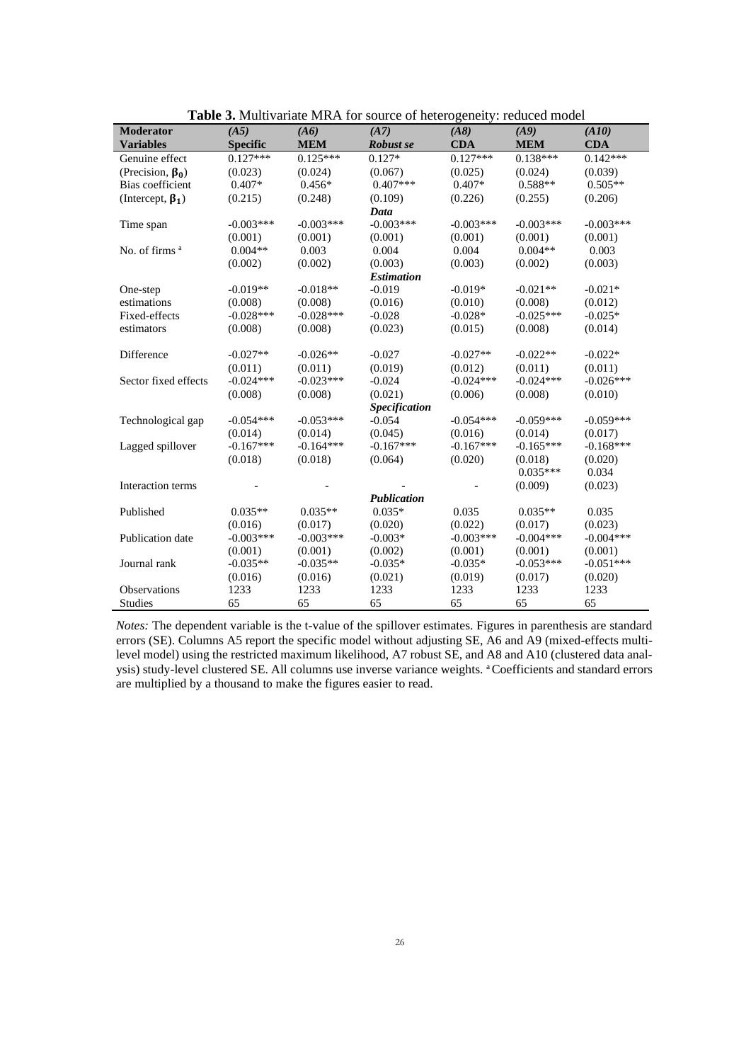**Table 3.** Multivariate MRA for source of heterogeneity: reduced model

| **Moderator** | *(A5)* | *(A6)* | *(A7)* | *(A8)* | *(A9)* | *(A10)* |
|---|---|---|---|---|---|---|
| **Variables** | **Specific** | **MEM** | ***Robust se*** | **CDA** | **MEM** | **CDA** |
| Genuine effect | 0.127*** | 0.125*** | 0.127* | 0.127*** | 0.138*** | 0.142*** |
| (Precision, $\beta_0$) | (0.023) | (0.024) | (0.067) | (0.025) | (0.024) | (0.039) |
| Bias coefficient | 0.407* | 0.456* | 0.407*** | 0.407* | 0.588** | 0.505** |
| (Intercept, $\beta_1$) | (0.215) | (0.248) | (0.109) | (0.226) | (0.255) | (0.206) |
| | | | ***Data*** | | | |
| Time span | -0.003*** | -0.003*** | -0.003*** | -0.003*** | -0.003*** | -0.003*** |
| | (0.001) | (0.001) | (0.001) | (0.001) | (0.001) | (0.001) |
| No. of firms [a] | 0.004** | 0.003 | 0.004 | 0.004 | 0.004** | 0.003 |
| | (0.002) | (0.002) | (0.003) | (0.003) | (0.002) | (0.003) |
| | | | ***Estimation*** | | | |
| One-step | -0.019** | -0.018** | -0.019 | -0.019* | -0.021** | -0.021* |
| estimations | (0.008) | (0.008) | (0.016) | (0.010) | (0.008) | (0.012) |
| Fixed-effects | -0.028*** | -0.028*** | -0.028 | -0.028* | -0.025*** | -0.025* |
| estimators | (0.008) | (0.008) | (0.023) | (0.015) | (0.008) | (0.014) |
| Difference | -0.027** | -0.026** | -0.027 | -0.027** | -0.022** | -0.022* |
| | (0.011) | (0.011) | (0.019) | (0.012) | (0.011) | (0.011) |
| Sector fixed effects | -0.024*** | -0.023*** | -0.024 | -0.024*** | -0.024*** | -0.026*** |
| | (0.008) | (0.008) | (0.021) | (0.006) | (0.008) | (0.010) |
| | | | ***Specification*** | | | |
| Technological gap | -0.054*** | -0.053*** | -0.054 | -0.054*** | -0.059*** | -0.059*** |
| | (0.014) | (0.014) | (0.045) | (0.016) | (0.014) | (0.017) |
| Lagged spillover | -0.167*** | -0.164*** | -0.167*** | -0.167*** | -0.165*** | -0.168*** |
| | (0.018) | (0.018) | (0.064) | (0.020) | (0.018) | (0.020) |
| Interaction terms | - | - | - | - | 0.035*** | 0.034 |
| | | | | | (0.009) | (0.023) |
| | | | ***Publication*** | | | |
| Published | 0.035** | 0.035** | 0.035* | 0.035 | 0.035** | 0.035 |
| | (0.016) | (0.017) | (0.020) | (0.022) | (0.017) | (0.023) |
| Publication date | -0.003*** | -0.003*** | -0.003* | -0.003*** | -0.004*** | -0.004*** |
| | (0.001) | (0.001) | (0.002) | (0.001) | (0.001) | (0.001) |
| Journal rank | -0.035** | -0.035** | -0.035* | -0.035* | -0.053*** | -0.051*** |
| | (0.016) | (0.016) | (0.021) | (0.019) | (0.017) | (0.020) |
| Observations | 1233 | 1233 | 1233 | 1233 | 1233 | 1233 |
| Studies | 65 | 65 | 65 | 65 | 65 | 65 |

*Notes:* The dependent variable is the t-value of the spillover estimates. Figures in parenthesis are standard errors (SE). Columns A5 report the specific model without adjusting SE, A6 and A9 (mixed-effects multilevel model) using the restricted maximum likelihood, A7 robust SE, and A8 and A10 (clustered data analysis) study-level clustered SE. All columns use inverse variance weights. [a] Coefficients and standard errors are multiplied by a thousand to make the figures easier to read.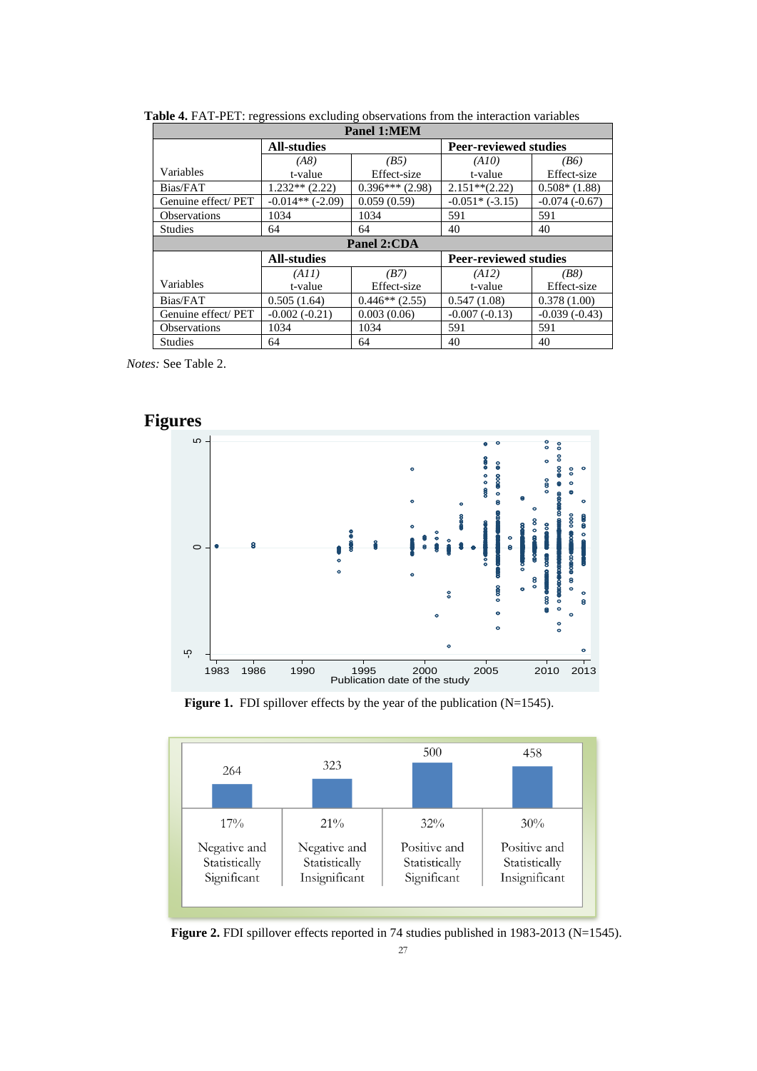**Table 4.** FAT-PET: regressions excluding observations from the interaction variables

| Panel 1:MEM | | | | |
|---|---|---|---|---|
| | **All-studies** | | **Peer-reviewed studies** | |
| Variables | *(A8)* t-value | *(B5)* Effect-size | *(A10)* t-value | *(B6)* Effect-size |
| Bias/FAT | 1.232** (2.22) | 0.396*** (2.98) | 2.151**(2.22) | 0.508* (1.88) |
| Genuine effect/ PET | -0.014** (-2.09) | 0.059 (0.59) | -0.051* (-3.15) | -0.074 (-0.67) |
| Observations | 1034 | 1034 | 591 | 591 |
| Studies | 64 | 64 | 40 | 40 |
| **Panel 2:CDA** | | | | |
| | **All-studies** | | **Peer-reviewed studies** | |
| Variables | *(A11)* t-value | *(B7)* Effect-size | *(A12)* t-value | *(B8)* Effect-size |
| Bias/FAT | 0.505 (1.64) | 0.446** (2.55) | 0.547 (1.08) | 0.378 (1.00) |
| Genuine effect/ PET | -0.002 (-0.21) | 0.003 (0.06) | -0.007 (-0.13) | -0.039 (-0.43) |
| Observations | 1034 | 1034 | 591 | 591 |
| Studies | 64 | 64 | 40 | 40 |

*Notes:* See Table 2.

# Figures

**Figure 1.** FDI spillover effects by the year of the publication (N=1545).

**Figure 2.** FDI spillover effects reported in 74 studies published in 1983-2013 (N=1545).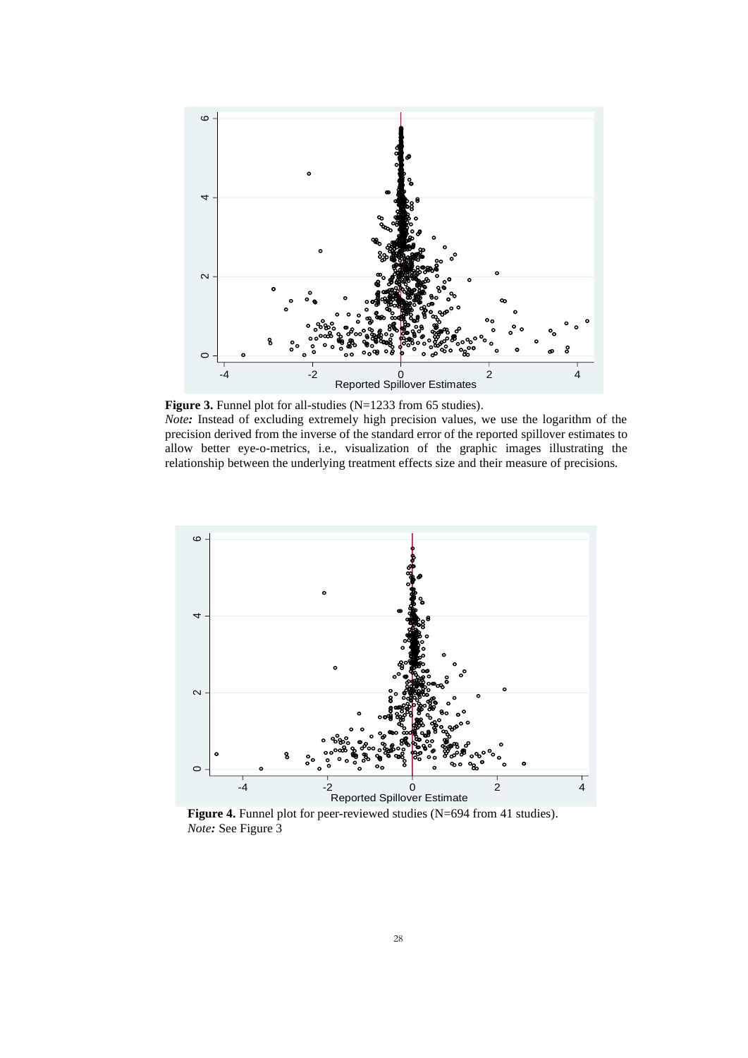**Figure 3.** Funnel plot for all-studies (N=1233 from 65 studies).

*Note:* Instead of excluding extremely high precision values, we use the logarithm of the precision derived from the inverse of the standard error of the reported spillover estimates to allow better eye-o-metrics, i.e., visualization of the graphic images illustrating the relationship between the underlying treatment effects size and their measure of precisions.

**Figure 4.** Funnel plot for peer-reviewed studies (N=694 from 41 studies).

*Note:* See Figure 3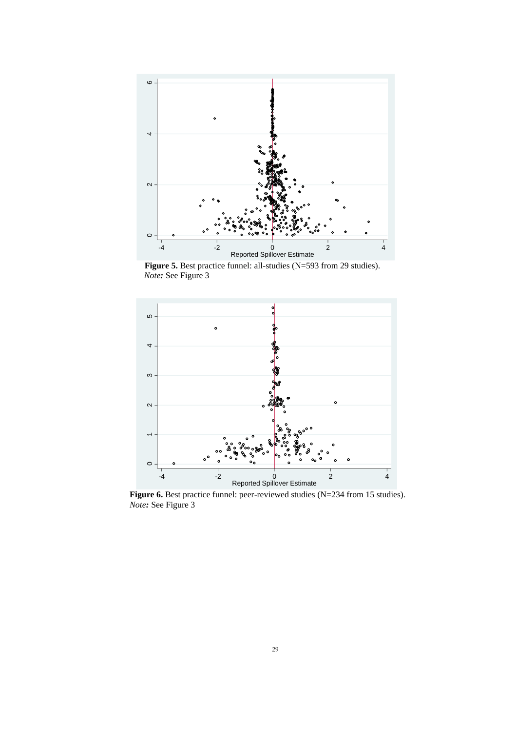**Figure 5.** Best practice funnel: all-studies (N=593 from 29 studies).
*Note:* See Figure 3

**Figure 6.** Best practice funnel: peer-reviewed studies (N=234 from 15 studies).
*Note:* See Figure 3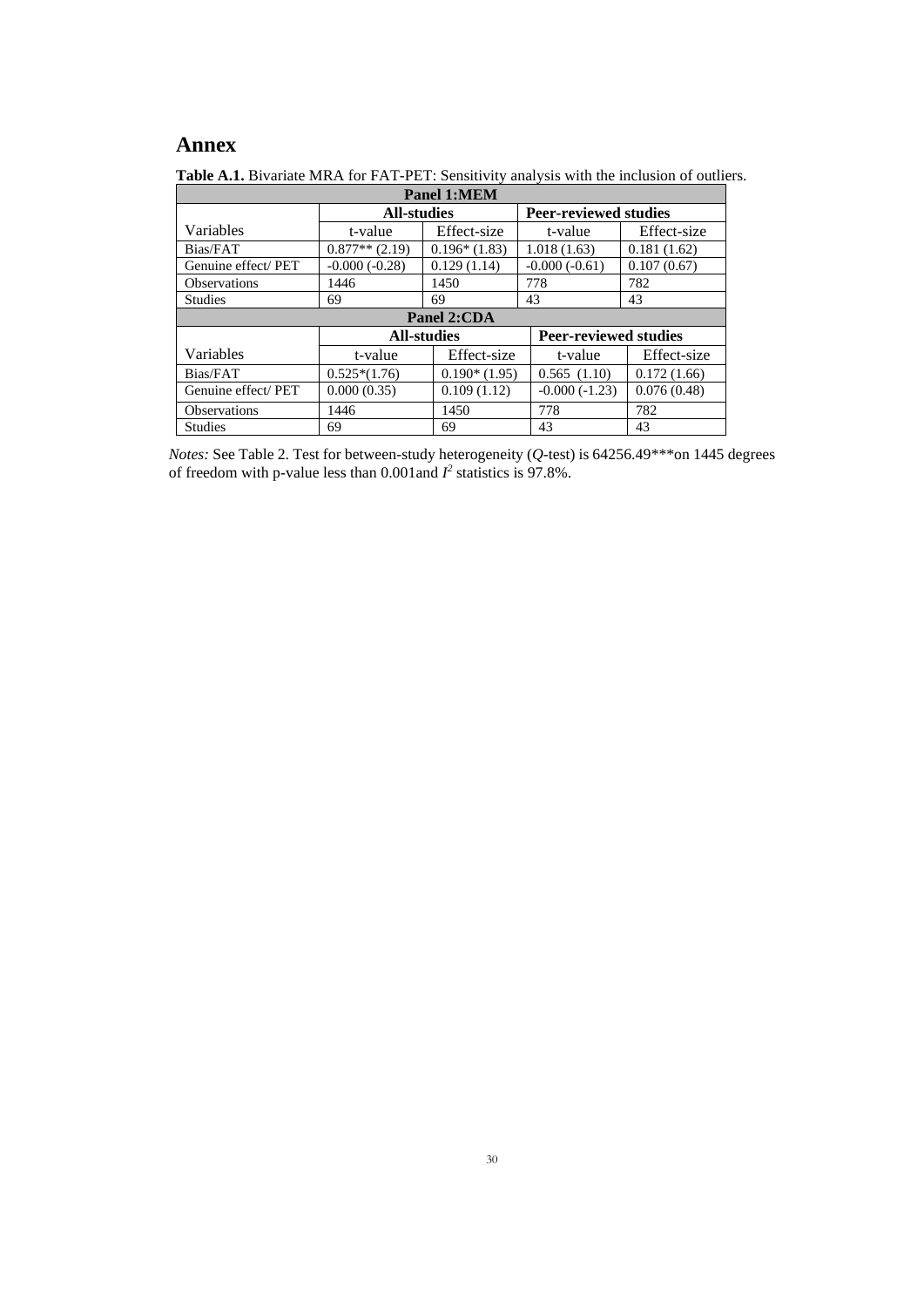# Annex

**Table A.1.** Bivariate MRA for FAT-PET: Sensitivity analysis with the inclusion of outliers.

| Panel 1:MEM | | | | |
|---|---|---|---|---|
| | **All-studies** | | **Peer-reviewed studies** | |
| Variables | t-value | Effect-size | t-value | Effect-size |
| Bias/FAT | 0.877** (2.19) | 0.196* (1.83) | 1.018 (1.63) | 0.181 (1.62) |
| Genuine effect/ PET | -0.000 (-0.28) | 0.129 (1.14) | -0.000 (-0.61) | 0.107 (0.67) |
| Observations | 1446 | 1450 | 778 | 782 |
| Studies | 69 | 69 | 43 | 43 |
| **Panel 2:CDA** | | | | |
| | **All-studies** | | **Peer-reviewed studies** | |
| Variables | t-value | Effect-size | t-value | Effect-size |
| Bias/FAT | 0.525*(1.76) | 0.190* (1.95) | 0.565 (1.10) | 0.172 (1.66) |
| Genuine effect/ PET | 0.000 (0.35) | 0.109 (1.12) | -0.000 (-1.23) | 0.076 (0.48) |
| Observations | 1446 | 1450 | 778 | 782 |
| Studies | 69 | 69 | 43 | 43 |

*Notes:* See Table 2. Test for between-study heterogeneity ($Q$-test) is 64256.49***on 1445 degrees of freedom with p-value less than 0.001and $I^2$ statistics is 97.8%.